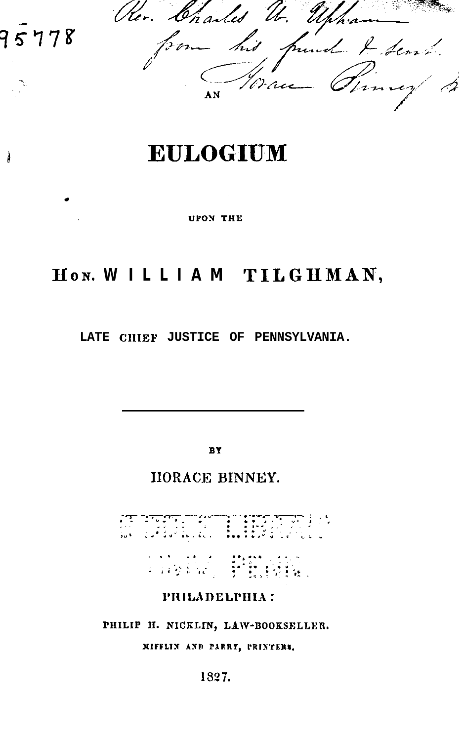Rev. Charles W. Upham from his friend & servt. Horace Binney Jr

95778

AN

# EULOGIUM

UPON THE

## Hon. WILLIAM TILGHMAN,

LATE CHIEF JUSTICE OF PENNSYLVANIA.

---

BY

HORACE BINNEY.

PHILADELPHIA:

PHILIP H. NICKLIN, LAW-BOOKSELLER.

MIFFLIN AND PARRY, PRINTERS.

1827.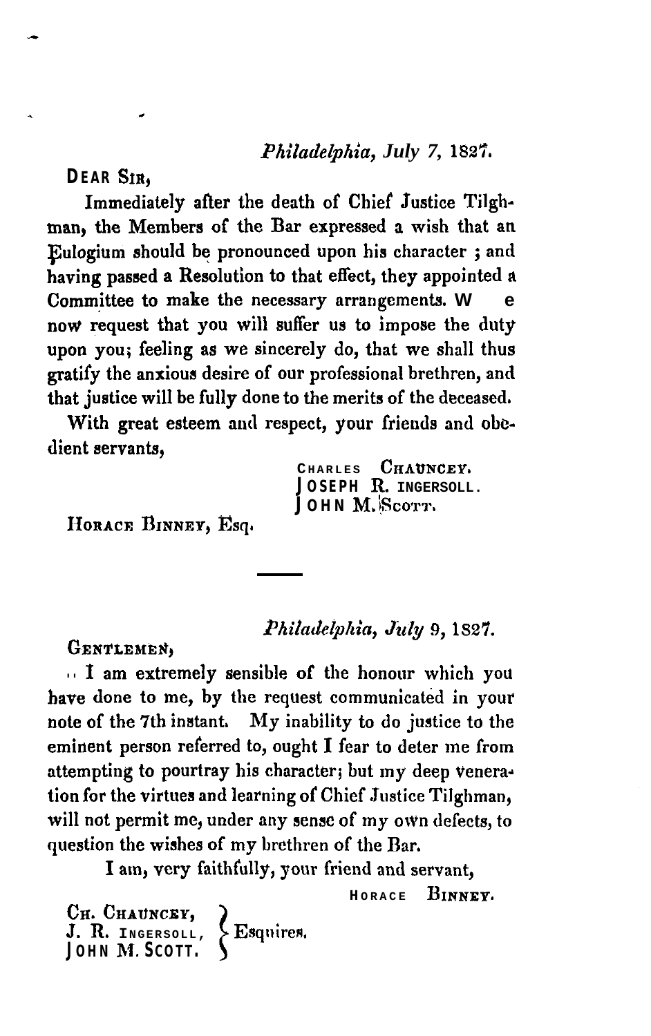*Philadelphia, July 7, 1827.*

DEAR SIR,

Immediately after the death of Chief Justice Tilghman, the Members of the Bar expressed a wish that an Eulogium should be pronounced upon his character; and having passed a Resolution to that effect, they appointed a Committee to make the necessary arrangements. We now request that you will suffer us to impose the duty upon you; feeling as we sincerely do, that we shall thus gratify the anxious desire of our professional brethren, and that justice will be fully done to the merits of the deceased.

With great esteem and respect, your friends and obedient servants,

CHARLES CHAUNCEY.
JOSEPH R. INGERSOLL.
JOHN M. SCOTT.

HORACE BINNEY, Esq.

---

*Philadelphia, July 9, 1827.*

GENTLEMEN,

I am extremely sensible of the honour which you have done to me, by the request communicated in your note of the 7th instant. My inability to do justice to the eminent person referred to, ought I fear to deter me from attempting to pourtray his character; but my deep veneration for the virtues and learning of Chief Justice Tilghman, will not permit me, under any sense of my own defects, to question the wishes of my brethren of the Bar.

I am, very faithfully, your friend and servant,

HORACE BINNEY.

CH. CHAUNCEY,
J. R. INGERSOLL,
JOHN M. SCOTT. } Esquires.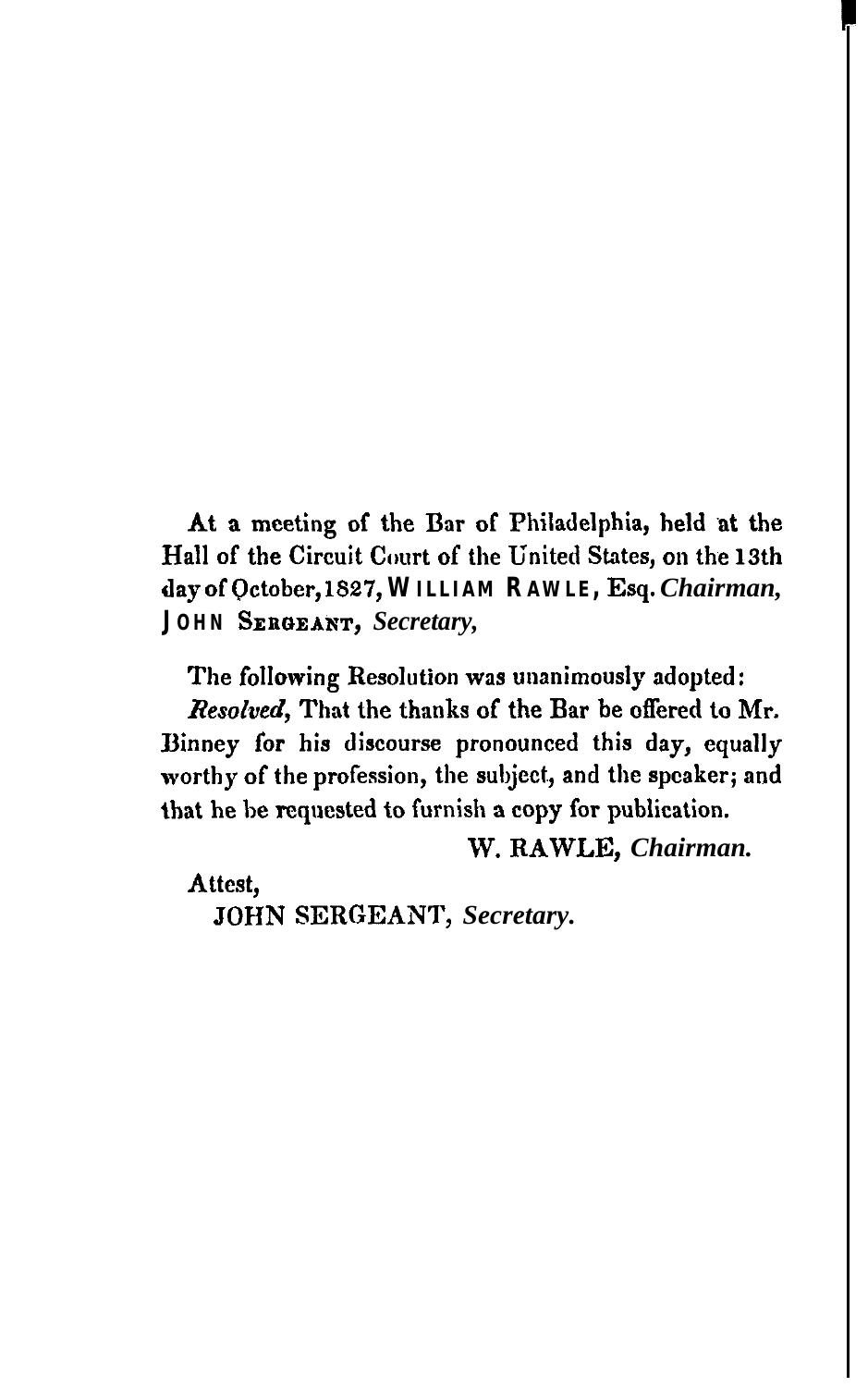At a meeting of the Bar of Philadelphia, held at the Hall of the Circuit Court of the United States, on the 13th day of October, 1827, WILLIAM RAWLE, Esq. *Chairman*, JOHN SERGEANT, *Secretary*,

The following Resolution was unanimously adopted:

*Resolved*, That the thanks of the Bar be offered to Mr. Binney for his discourse pronounced this day, equally worthy of the profession, the subject, and the speaker; and that he be requested to furnish a copy for publication.

W. RAWLE, *Chairman*.

Attest,

JOHN SERGEANT, *Secretary*.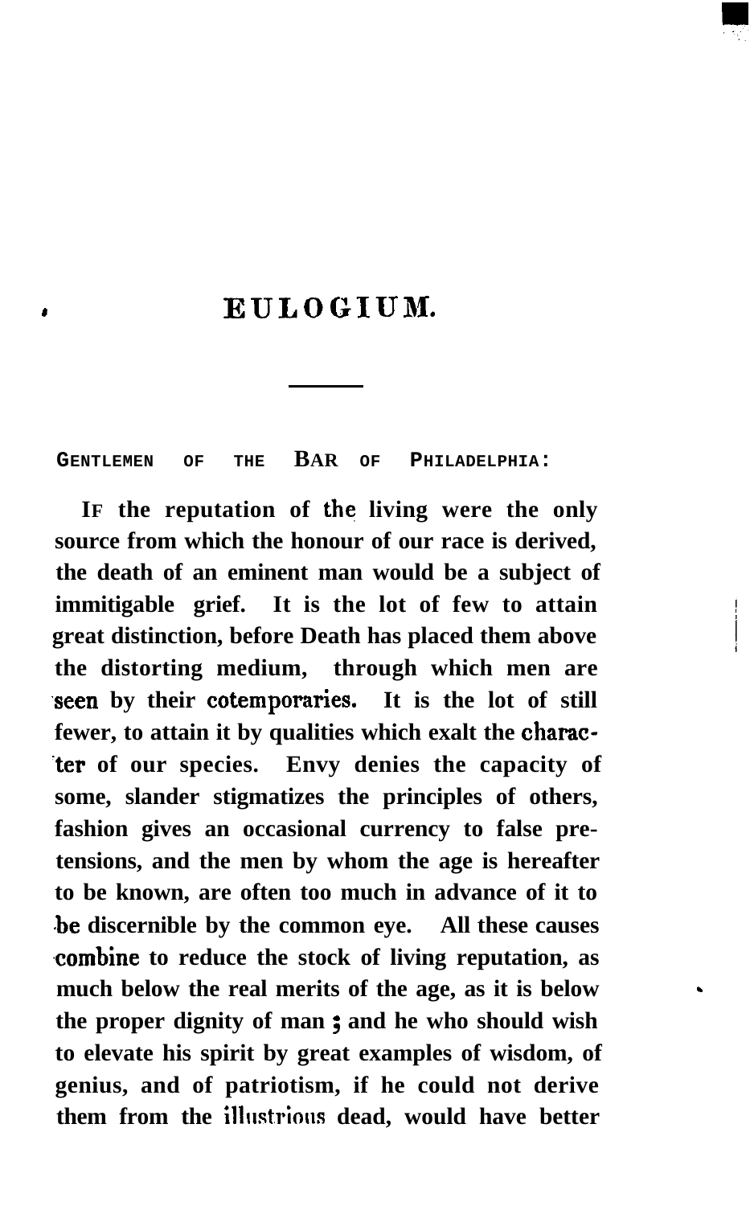# EULOGIUM.

GENTLEMEN OF THE BAR OF PHILADELPHIA:

IF the reputation of the living were the only source from which the honour of our race is derived, the death of an eminent man would be a subject of immitigable grief. It is the lot of few to attain great distinction, before Death has placed them above the distorting medium, through which men are seen by their cotemporaries. It is the lot of still fewer, to attain it by qualities which exalt the character of our species. Envy denies the capacity of some, slander stigmatizes the principles of others, fashion gives an occasional currency to false pretensions, and the men by whom the age is hereafter to be known, are often too much in advance of it to be discernible by the common eye. All these causes combine to reduce the stock of living reputation, as much below the real merits of the age, as it is below the proper dignity of man; and he who should wish to elevate his spirit by great examples of wisdom, of genius, and of patriotism, if he could not derive them from the illustrious dead, would have better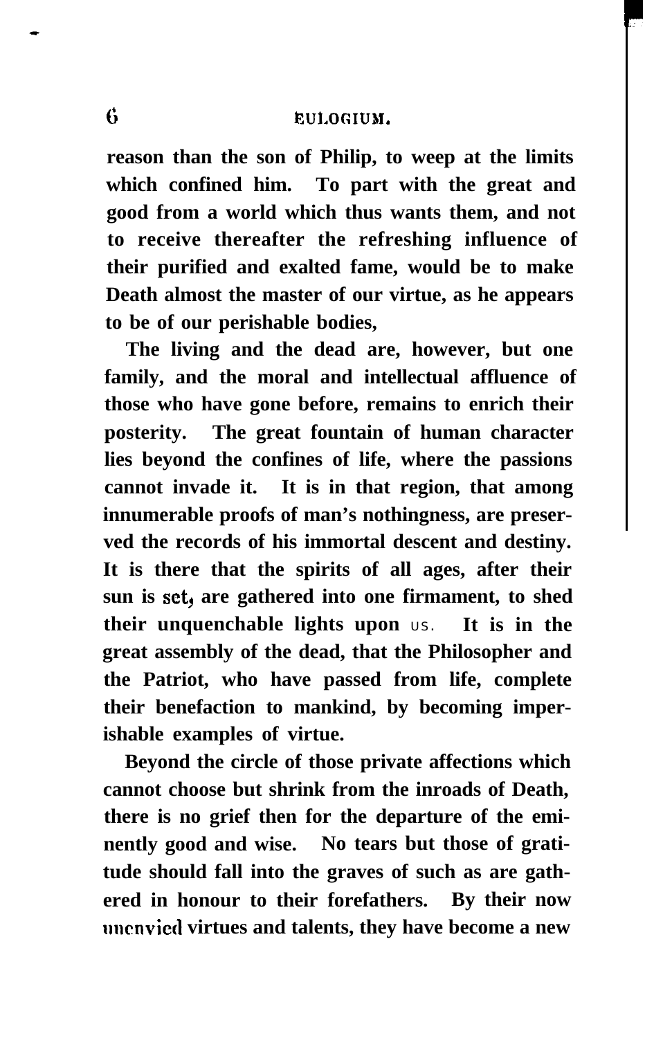reason than the son of Philip, to weep at the limits which confined him. To part with the great and good from a world which thus wants them, and not to receive thereafter the refreshing influence of their purified and exalted fame, would be to make Death almost the master of our virtue, as he appears to be of our perishable bodies,

The living and the dead are, however, but one family, and the moral and intellectual affluence of those who have gone before, remains to enrich their posterity. The great fountain of human character lies beyond the confines of life, where the passions cannot invade it. It is in that region, that among innumerable proofs of man's nothingness, are preserved the records of his immortal descent and destiny. It is there that the spirits of all ages, after their sun is set, are gathered into one firmament, to shed their unquenchable lights upon us. It is in the great assembly of the dead, that the Philosopher and the Patriot, who have passed from life, complete their benefaction to mankind, by becoming imperishable examples of virtue.

Beyond the circle of those private affections which cannot choose but shrink from the inroads of Death, there is no grief then for the departure of the eminently good and wise. No tears but those of gratitude should fall into the graves of such as are gathered in honour to their forefathers. By their now unenvied virtues and talents, they have become a new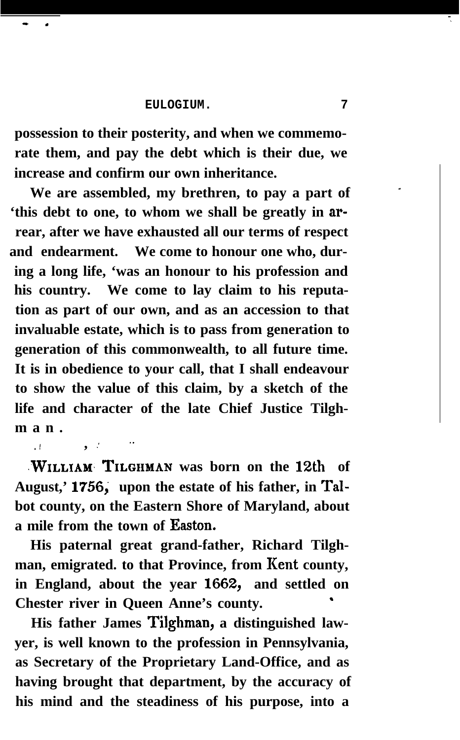possession to their posterity, and when we commemorate them, and pay the debt which is their due, we increase and confirm our own inheritance.

We are assembled, my brethren, to pay a part of this debt to one, to whom we shall be greatly in arrear, after we have exhausted all our terms of respect and endearment. We come to honour one who, during a long life, was an honour to his profession and his country. We come to lay claim to his reputation as part of our own, and as an accession to that invaluable estate, which is to pass from generation to generation of this commonwealth, to all future time. It is in obedience to your call, that I shall endeavour to show the value of this claim, by a sketch of the life and character of the late Chief Justice Tilghman.

WILLIAM TILGHMAN was born on the 12th of August, 1756, upon the estate of his father, in Talbot county, on the Eastern Shore of Maryland, about a mile from the town of Easton.

His paternal great grand-father, Richard Tilghman, emigrated to that Province, from Kent county, in England, about the year 1662, and settled on Chester river in Queen Anne's county.

His father James Tilghman, a distinguished lawyer, is well known to the profession in Pennsylvania, as Secretary of the Proprietary Land-Office, and as having brought that department, by the accuracy of his mind and the steadiness of his purpose, into a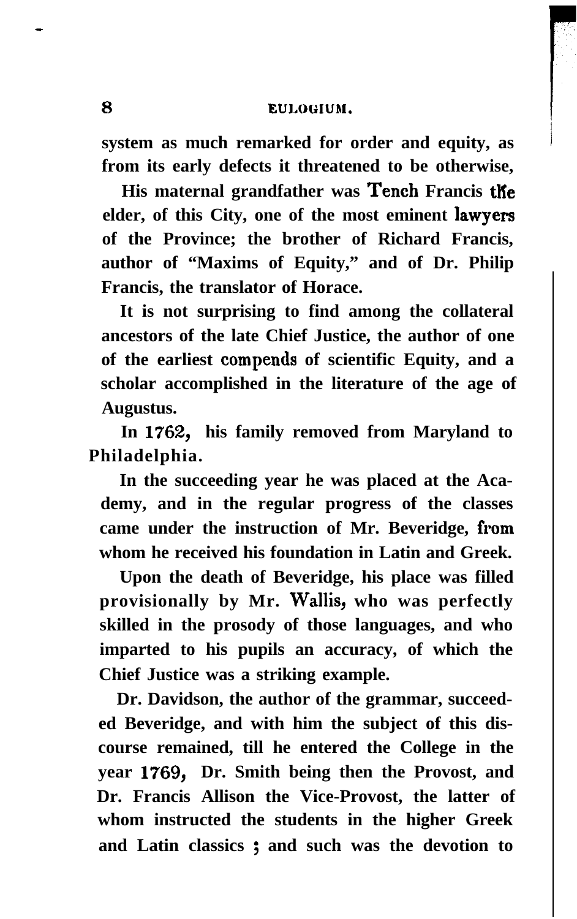system as much remarked for order and equity, as from its early defects it threatened to be otherwise,

His maternal grandfather was Tench Francis the elder, of this City, one of the most eminent lawyers of the Province; the brother of Richard Francis, author of "Maxims of Equity," and of Dr. Philip Francis, the translator of Horace.

It is not surprising to find among the collateral ancestors of the late Chief Justice, the author of one of the earliest compends of scientific Equity, and a scholar accomplished in the literature of the age of Augustus.

In 1762, his family removed from Maryland to Philadelphia.

In the succeeding year he was placed at the Academy, and in the regular progress of the classes came under the instruction of Mr. Beveridge, from whom he received his foundation in Latin and Greek.

Upon the death of Beveridge, his place was filled provisionally by Mr. Wallis, who was perfectly skilled in the prosody of those languages, and who imparted to his pupils an accuracy, of which the Chief Justice was a striking example.

Dr. Davidson, the author of the grammar, succeeded Beveridge, and with him the subject of this discourse remained, till he entered the College in the year 1769, Dr. Smith being then the Provost, and Dr. Francis Allison the Vice-Provost, the latter of whom instructed the students in the higher Greek and Latin classics; and such was the devotion to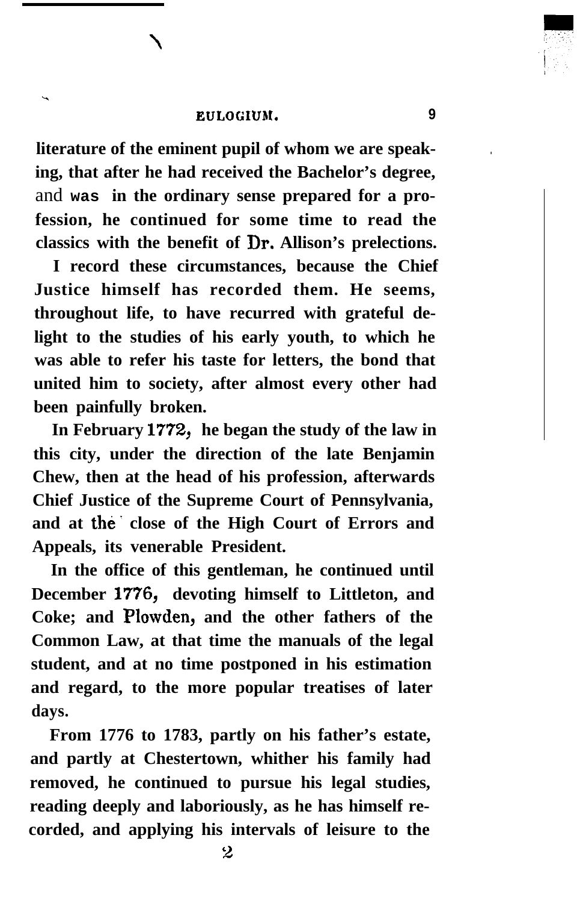literature of the eminent pupil of whom we are speaking, that after he had received the Bachelor's degree, and was in the ordinary sense prepared for a profession, he continued for some time to read the classics with the benefit of Dr. Allison's prelections.

I record these circumstances, because the Chief Justice himself has recorded them. He seems, throughout life, to have recurred with grateful delight to the studies of his early youth, to which he was able to refer his taste for letters, the bond that united him to society, after almost every other had been painfully broken.

In February 1772, he began the study of the law in this city, under the direction of the late Benjamin Chew, then at the head of his profession, afterwards Chief Justice of the Supreme Court of Pennsylvania, and at the close of the High Court of Errors and Appeals, its venerable President.

In the office of this gentleman, he continued until December 1776, devoting himself to Littleton, and Coke; and Plowden, and the other fathers of the Common Law, at that time the manuals of the legal student, and at no time postponed in his estimation and regard, to the more popular treatises of later days.

From 1776 to 1783, partly on his father's estate, and partly at Chestertown, whither his family had removed, he continued to pursue his legal studies, reading deeply and laboriously, as he has himself recorded, and applying his intervals of leisure to the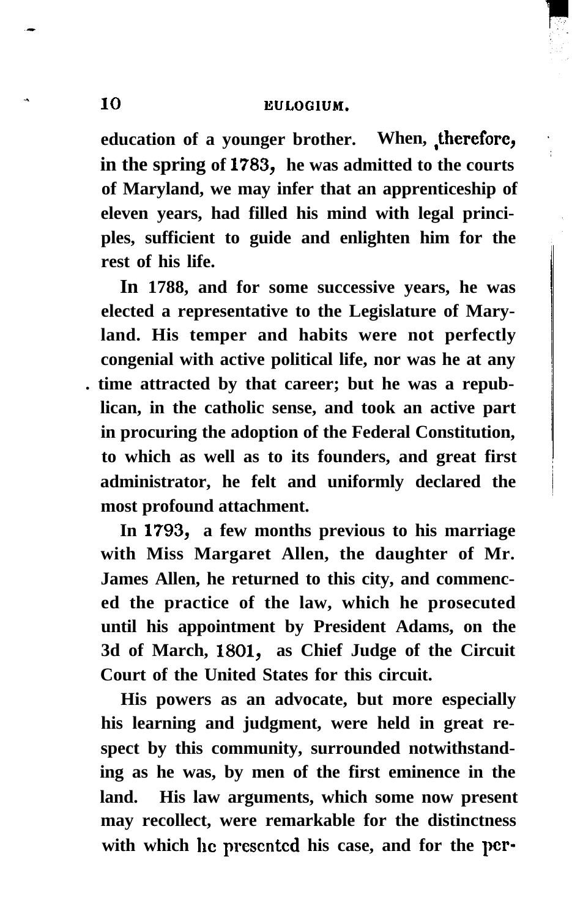education of a younger brother. When, therefore, in the spring of 1783, he was admitted to the courts of Maryland, we may infer that an apprenticeship of eleven years, had filled his mind with legal principles, sufficient to guide and enlighten him for the rest of his life.

In 1788, and for some successive years, he was elected a representative to the Legislature of Maryland. His temper and habits were not perfectly congenial with active political life, nor was he at any time attracted by that career; but he was a republican, in the catholic sense, and took an active part in procuring the adoption of the Federal Constitution, to which as well as to its founders, and great first administrator, he felt and uniformly declared the most profound attachment.

In 1793, a few months previous to his marriage with Miss Margaret Allen, the daughter of Mr. James Allen, he returned to this city, and commenced the practice of the law, which he prosecuted until his appointment by President Adams, on the 3d of March, 1801, as Chief Judge of the Circuit Court of the United States for this circuit.

His powers as an advocate, but more especially his learning and judgment, were held in great respect by this community, surrounded notwithstanding as he was, by men of the first eminence in the land. His law arguments, which some now present may recollect, were remarkable for the distinctness with which he presented his case, and for the per-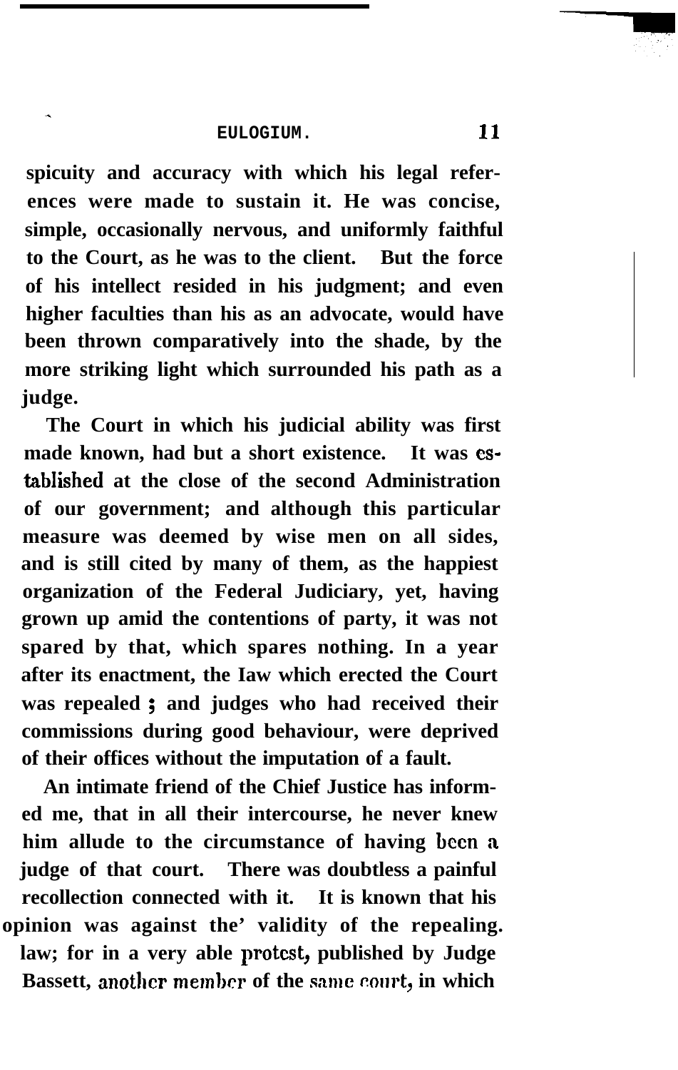spicuity and accuracy with which his legal references were made to sustain it. He was concise, simple, occasionally nervous, and uniformly faithful to the Court, as he was to the client. But the force of his intellect resided in his judgment; and even higher faculties than his as an advocate, would have been thrown comparatively into the shade, by the more striking light which surrounded his path as a judge.

The Court in which his judicial ability was first made known, had but a short existence. It was established at the close of the second Administration of our government; and although this particular measure was deemed by wise men on all sides, and is still cited by many of them, as the happiest organization of the Federal Judiciary, yet, having grown up amid the contentions of party, it was not spared by that, which spares nothing. In a year after its enactment, the law which erected the Court was repealed ; and judges who had received their commissions during good behaviour, were deprived of their offices without the imputation of a fault.

An intimate friend of the Chief Justice has informed me, that in all their intercourse, he never knew him allude to the circumstance of having been a judge of that court. There was doubtless a painful recollection connected with it. It is known that his opinion was against the' validity of the repealing. law; for in a very able protest, published by Judge Bassett, another member of the same court, in which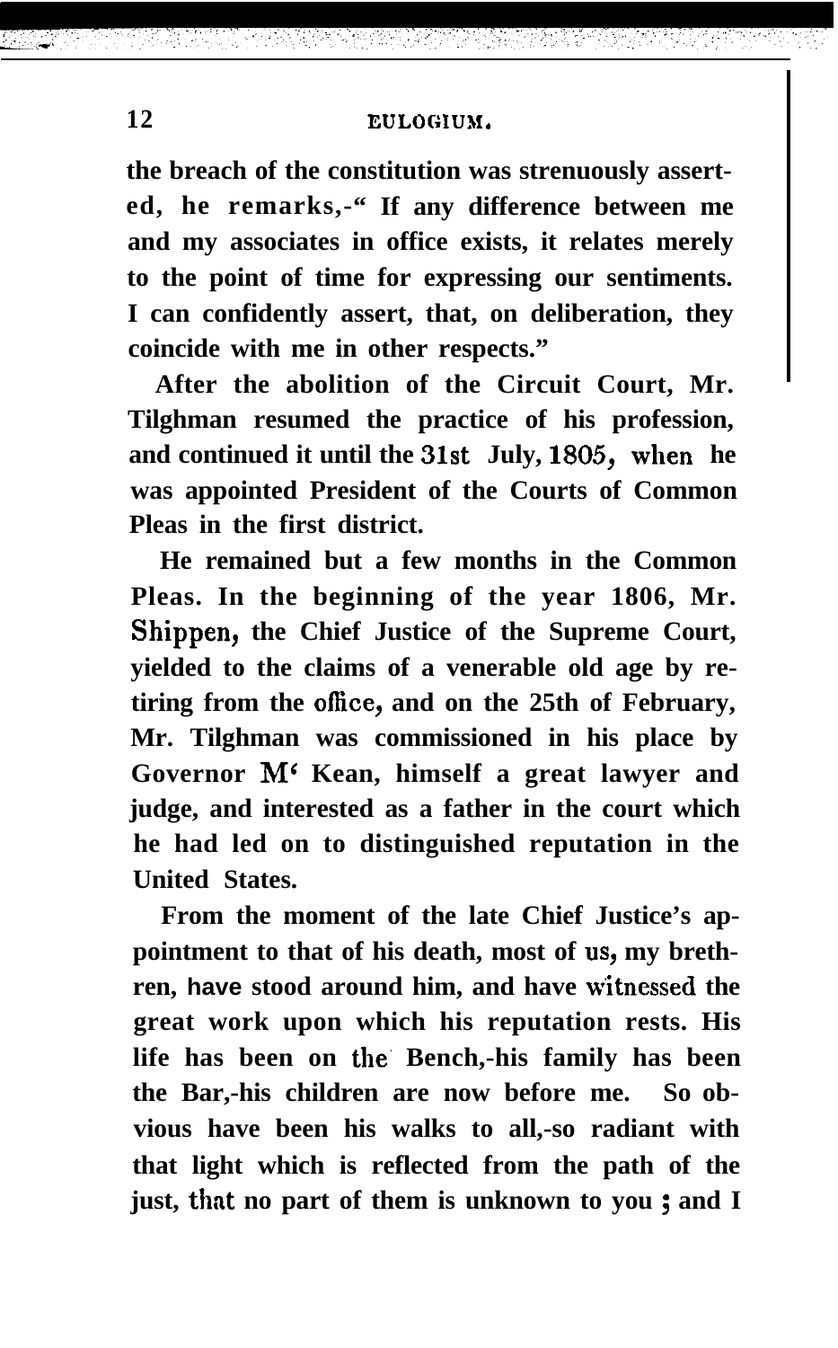the breach of the constitution was strenuously asserted, he remarks,-" If any difference between me and my associates in office exists, it relates merely to the point of time for expressing our sentiments. I can confidently assert, that, on deliberation, they coincide with me in other respects."

After the abolition of the Circuit Court, Mr. Tilghman resumed the practice of his profession, and continued it until the 31st July, 1805, when he was appointed President of the Courts of Common Pleas in the first district.

He remained but a few months in the Common Pleas. In the beginning of the year 1806, Mr. Shippen, the Chief Justice of the Supreme Court, yielded to the claims of a venerable old age by retiring from the office, and on the 25th of February, Mr. Tilghman was commissioned in his place by Governor M' Kean, himself a great lawyer and judge, and interested as a father in the court which he had led on to distinguished reputation in the United States.

From the moment of the late Chief Justice's appointment to that of his death, most of us, my brethren, have stood around him, and have witnessed the great work upon which his reputation rests. His life has been on the Bench,-his family has been the Bar,-his children are now before me. So obvious have been his walks to all,-so radiant with that light which is reflected from the path of the just, that no part of them is unknown to you ; and I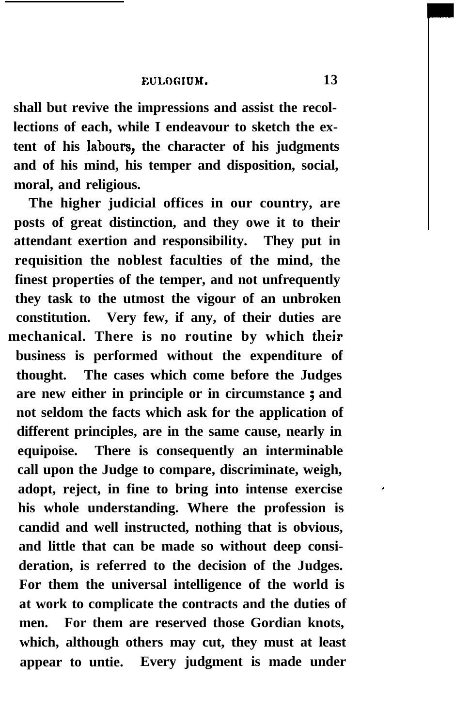shall but revive the impressions and assist the recollections of each, while I endeavour to sketch the extent of his labours, the character of his judgments and of his mind, his temper and disposition, social, moral, and religious.

The higher judicial offices in our country, are posts of great distinction, and they owe it to their attendant exertion and responsibility. They put in requisition the noblest faculties of the mind, the finest properties of the temper, and not unfrequently they task to the utmost the vigour of an unbroken constitution. Very few, if any, of their duties are mechanical. There is no routine by which their business is performed without the expenditure of thought. The cases which come before the Judges are new either in principle or in circumstance ; and not seldom the facts which ask for the application of different principles, are in the same cause, nearly in equipoise. There is consequently an interminable call upon the Judge to compare, discriminate, weigh, adopt, reject, in fine to bring into intense exercise his whole understanding. Where the profession is candid and well instructed, nothing that is obvious, and little that can be made so without deep consideration, is referred to the decision of the Judges. For them the universal intelligence of the world is at work to complicate the contracts and the duties of men. For them are reserved those Gordian knots, which, although others may cut, they must at least appear to untie. Every judgment is made under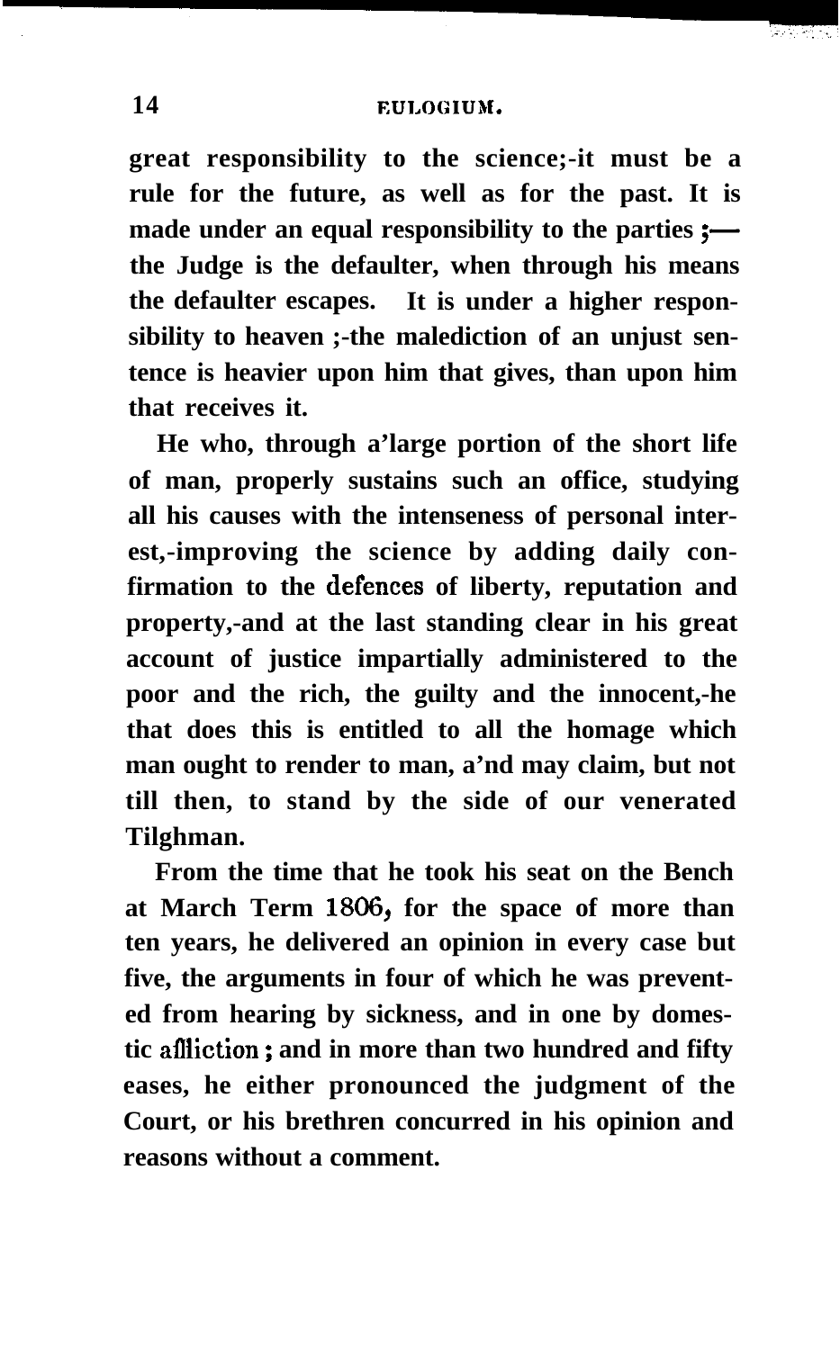great responsibility to the science;-it must be a rule for the future, as well as for the past. It is made under an equal responsibility to the parties ;—the Judge is the defaulter, when through his means the defaulter escapes. It is under a higher responsibility to heaven ;-the malediction of an unjust sentence is heavier upon him that gives, than upon him that receives it.

He who, through a'large portion of the short life of man, properly sustains such an office, studying all his causes with the intenseness of personal interest,-improving the science by adding daily confirmation to the defences of liberty, reputation and property,-and at the last standing clear in his great account of justice impartially administered to the poor and the rich, the guilty and the innocent,-he that does this is entitled to all the homage which man ought to render to man, a'nd may claim, but not till then, to stand by the side of our venerated Tilghman.

From the time that he took his seat on the Bench at March Term 1806, for the space of more than ten years, he delivered an opinion in every case but five, the arguments in four of which he was prevented from hearing by sickness, and in one by domestic affliction; and in more than two hundred and fifty eases, he either pronounced the judgment of the Court, or his brethren concurred in his opinion and reasons without a comment.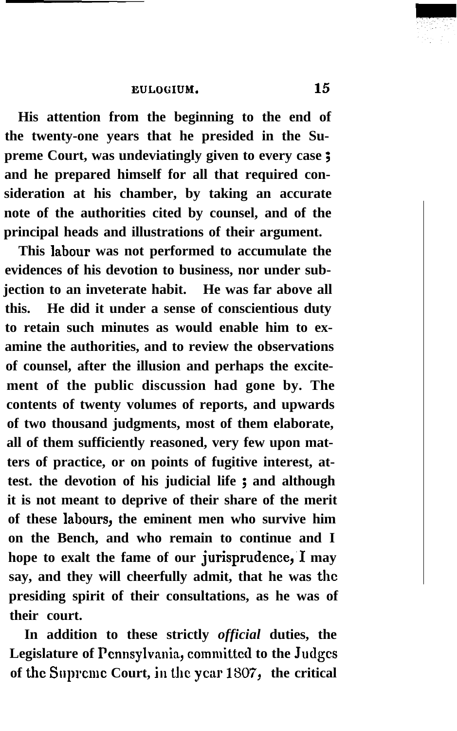His attention from the beginning to the end of the twenty-one years that he presided in the Supreme Court, was undeviatingly given to every case; and he prepared himself for all that required consideration at his chamber, by taking an accurate note of the authorities cited by counsel, and of the principal heads and illustrations of their argument.

This labour was not performed to accumulate the evidences of his devotion to business, nor under subjection to an inveterate habit. He was far above all this. He did it under a sense of conscientious duty to retain such minutes as would enable him to examine the authorities, and to review the observations of counsel, after the illusion and perhaps the excitement of the public discussion had gone by. The contents of twenty volumes of reports, and upwards of two thousand judgments, most of them elaborate, all of them sufficiently reasoned, very few upon matters of practice, or on points of fugitive interest, attest. the devotion of his judicial life; and although it is not meant to deprive of their share of the merit of these labours, the eminent men who survive him on the Bench, and who remain to continue and I hope to exalt the fame of our jurisprudence, I may say, and they will cheerfully admit, that he was the presiding spirit of their consultations, as he was of their court.

In addition to these strictly *official* duties, the Legislature of Pennsylvania, committed to the Judges of the Supreme Court, in the year 1807, the critical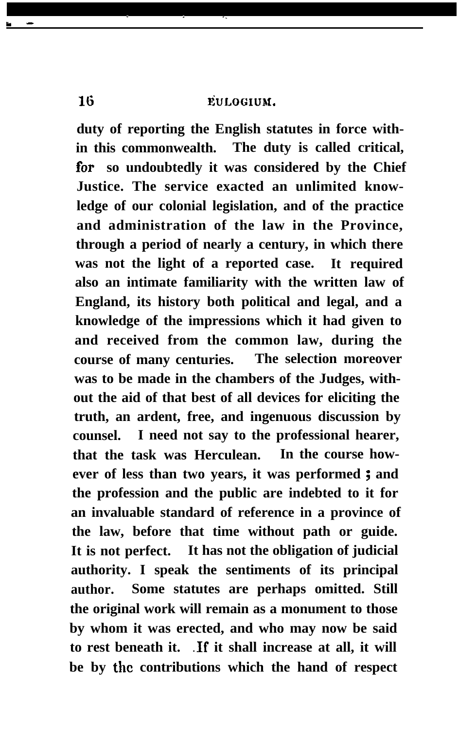duty of reporting the English statutes in force within this commonwealth. The duty is called critical, for so undoubtedly it was considered by the Chief Justice. The service exacted an unlimited knowledge of our colonial legislation, and of the practice and administration of the law in the Province, through a period of nearly a century, in which there was not the light of a reported case. It required also an intimate familiarity with the written law of England, its history both political and legal, and a knowledge of the impressions which it had given to and received from the common law, during the course of many centuries. The selection moreover was to be made in the chambers of the Judges, without the aid of that best of all devices for eliciting the truth, an ardent, free, and ingenuous discussion by counsel. I need not say to the professional hearer, that the task was Herculean. In the course however of less than two years, it was performed ; and the profession and the public are indebted to it for an invaluable standard of reference in a province of the law, before that time without path or guide. It is not perfect. It has not the obligation of judicial authority. I speak the sentiments of its principal author. Some statutes are perhaps omitted. Still the original work will remain as a monument to those by whom it was erected, and who may now be said to rest beneath it. If it shall increase at all, it will be by the contributions which the hand of respect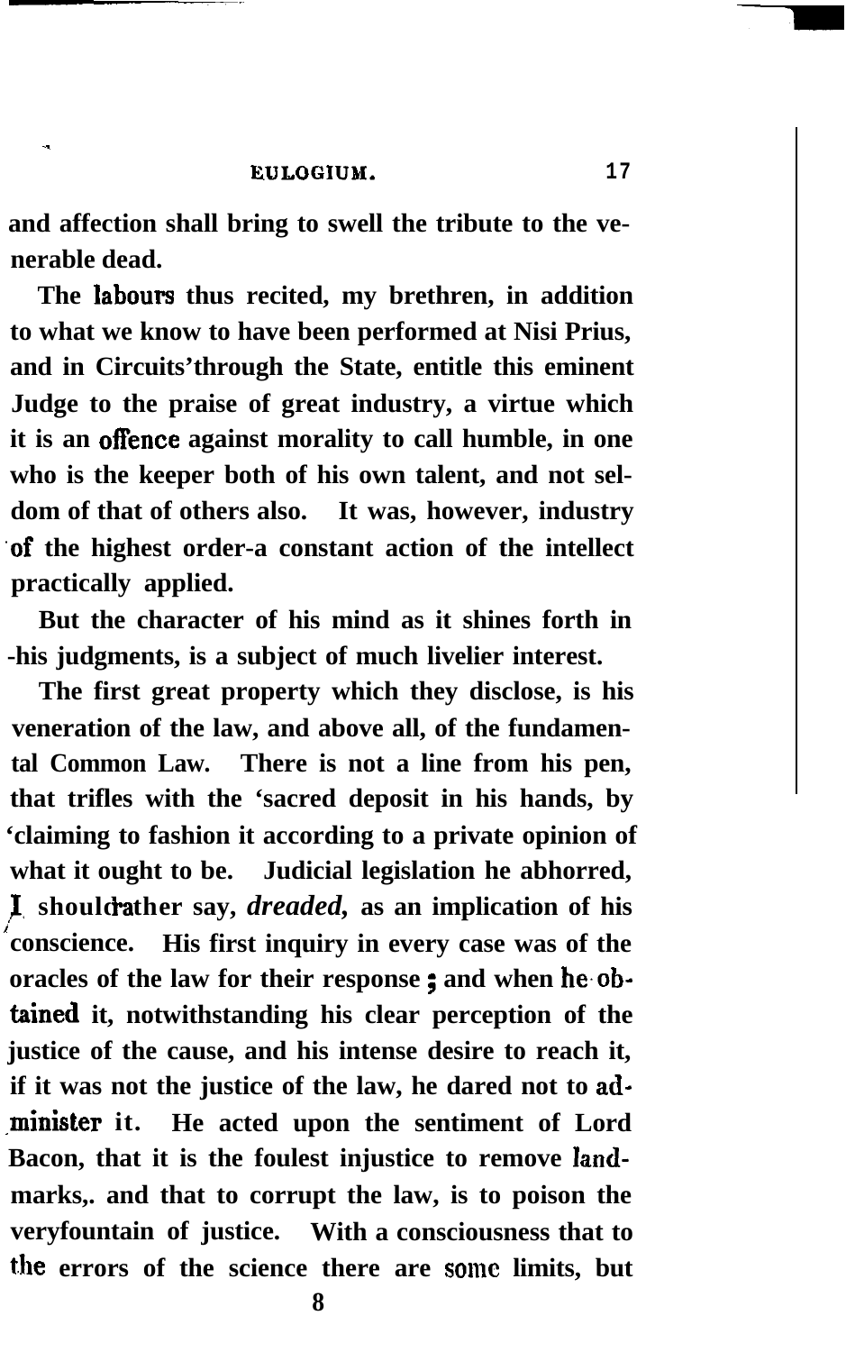and affection shall bring to swell the tribute to the venerable dead.

The labours thus recited, my brethren, in addition to what we know to have been performed at Nisi Prius, and in Circuits through the State, entitle this eminent Judge to the praise of great industry, a virtue which it is an offence against morality to call humble, in one who is the keeper both of his own talent, and not seldom of that of others also. It was, however, industry of the highest order-a constant action of the intellect practically applied.

But the character of his mind as it shines forth in his judgments, is a subject of much livelier interest.

The first great property which they disclose, is his veneration of the law, and above all, of the fundamental Common Law. There is not a line from his pen, that trifles with the 'sacred deposit in his hands, by 'claiming to fashion it according to a private opinion of what it ought to be. Judicial legislation he abhorred, I should rather say, *dreaded,* as an implication of his conscience. His first inquiry in every case was of the oracles of the law for their response; and when he obtained it, notwithstanding his clear perception of the justice of the cause, and his intense desire to reach it, if it was not the justice of the law, he dared not to administer it. He acted upon the sentiment of Lord Bacon, that it is the foulest injustice to remove landmarks, and that to corrupt the law, is to poison the very fountain of justice. With a consciousness that to the errors of the science there are some limits, but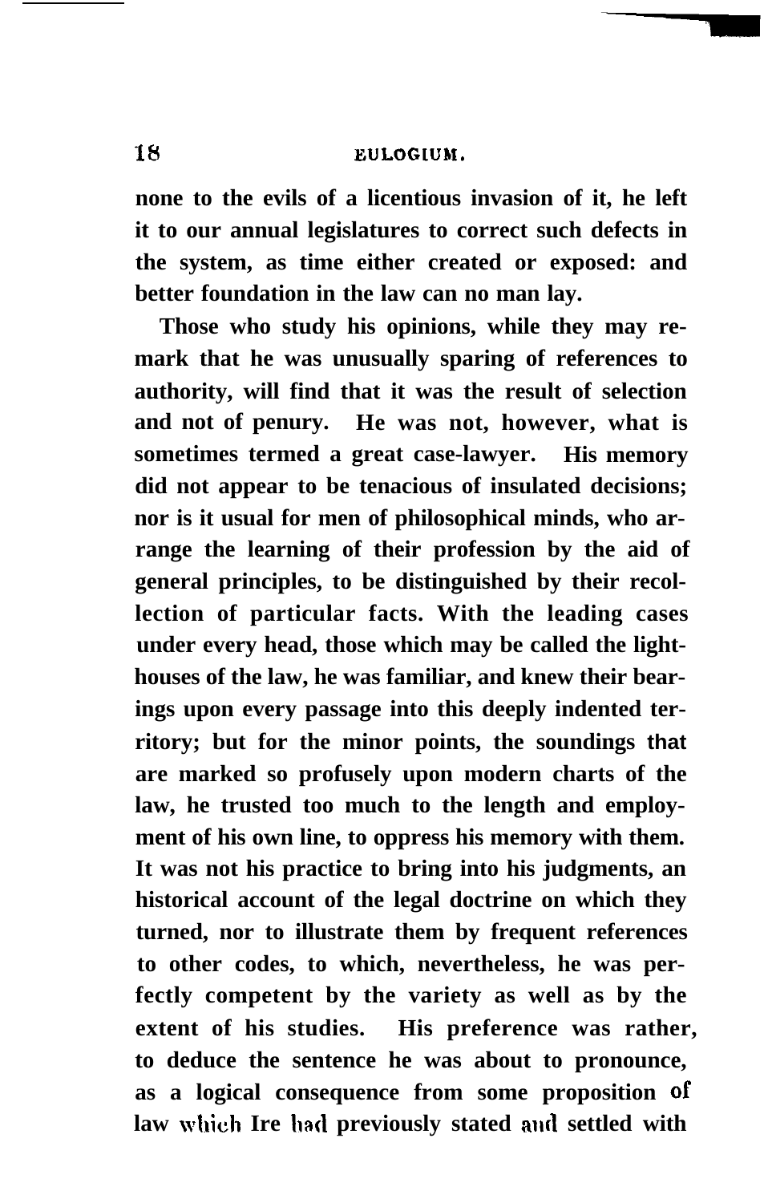none to the evils of a licentious invasion of it, he left it to our annual legislatures to correct such defects in the system, as time either created or exposed: and better foundation in the law can no man lay.

Those who study his opinions, while they may remark that he was unusually sparing of references to authority, will find that it was the result of selection and not of penury. He was not, however, what is sometimes termed a great case-lawyer. His memory did not appear to be tenacious of insulated decisions; nor is it usual for men of philosophical minds, who arrange the learning of their profession by the aid of general principles, to be distinguished by their recollection of particular facts. With the leading cases under every head, those which may be called the light-houses of the law, he was familiar, and knew their bearings upon every passage into this deeply indented territory; but for the minor points, the soundings that are marked so profusely upon modern charts of the law, he trusted too much to the length and employment of his own line, to oppress his memory with them. It was not his practice to bring into his judgments, an historical account of the legal doctrine on which they turned, nor to illustrate them by frequent references to other codes, to which, nevertheless, he was perfectly competent by the variety as well as by the extent of his studies. His preference was rather, to deduce the sentence he was about to pronounce, as a logical consequence from some proposition of law which Ire had previously stated and settled with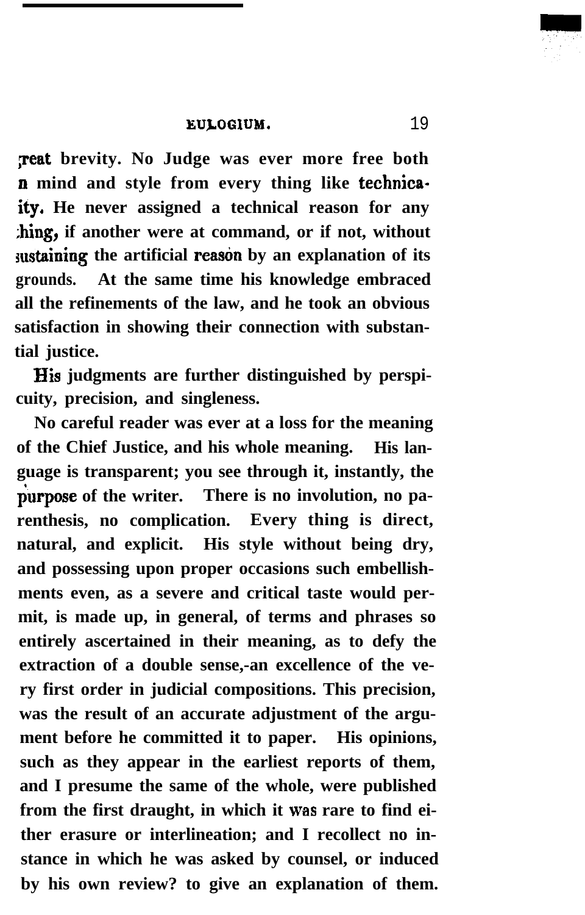great brevity. No Judge was ever more free both in mind and style from every thing like technicality. He never assigned a technical reason for any thing, if another were at command, or if not, without sustaining the artificial reason by an explanation of its grounds. At the same time his knowledge embraced all the refinements of the law, and he took an obvious satisfaction in showing their connection with substantial justice.

His judgments are further distinguished by perspicuity, precision, and singleness.

No careful reader was ever at a loss for the meaning of the Chief Justice, and his whole meaning. His language is transparent; you see through it, instantly, the purpose of the writer. There is no involution, no parenthesis, no complication. Every thing is direct, natural, and explicit. His style without being dry, and possessing upon proper occasions such embellishments even, as a severe and critical taste would permit, is made up, in general, of terms and phrases so entirely ascertained in their meaning, as to defy the extraction of a double sense,-an excellence of the very first order in judicial compositions. This precision, was the result of an accurate adjustment of the argument before he committed it to paper. His opinions, such as they appear in the earliest reports of them, and I presume the same of the whole, were published from the first draught, in which it was rare to find either erasure or interlineation; and I recollect no instance in which he was asked by counsel, or induced by his own review? to give an explanation of them.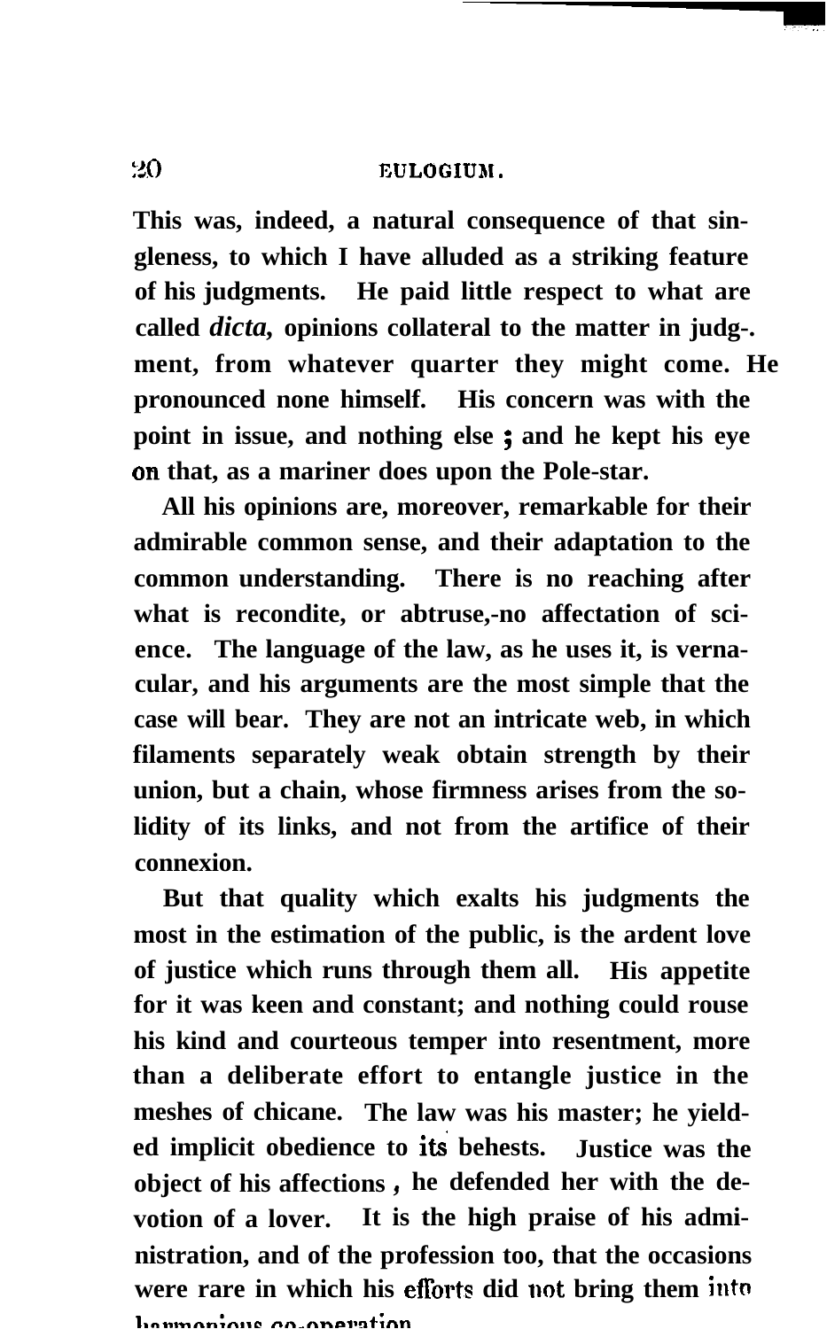This was, indeed, a natural consequence of that singleness, to which I have alluded as a striking feature of his judgments. He paid little respect to what are called *dicta,* opinions collateral to the matter in judgment, from whatever quarter they might come. He pronounced none himself. His concern was with the point in issue, and nothing else; and he kept his eye on that, as a mariner does upon the Pole-star.

All his opinions are, moreover, remarkable for their admirable common sense, and their adaptation to the common understanding. There is no reaching after what is recondite, or abtruse,-no affectation of science. The language of the law, as he uses it, is vernacular, and his arguments are the most simple that the case will bear. They are not an intricate web, in which filaments separately weak obtain strength by their union, but a chain, whose firmness arises from the solidity of its links, and not from the artifice of their connexion.

But that quality which exalts his judgments the most in the estimation of the public, is the ardent love of justice which runs through them all. His appetite for it was keen and constant; and nothing could rouse his kind and courteous temper into resentment, more than a deliberate effort to entangle justice in the meshes of chicane. The law was his master; he yielded implicit obedience to its behests. Justice was the object of his affections, he defended her with the devotion of a lover. It is the high praise of his administration, and of the profession too, that the occasions were rare in which his efforts did not bring them into harmonious co-operation.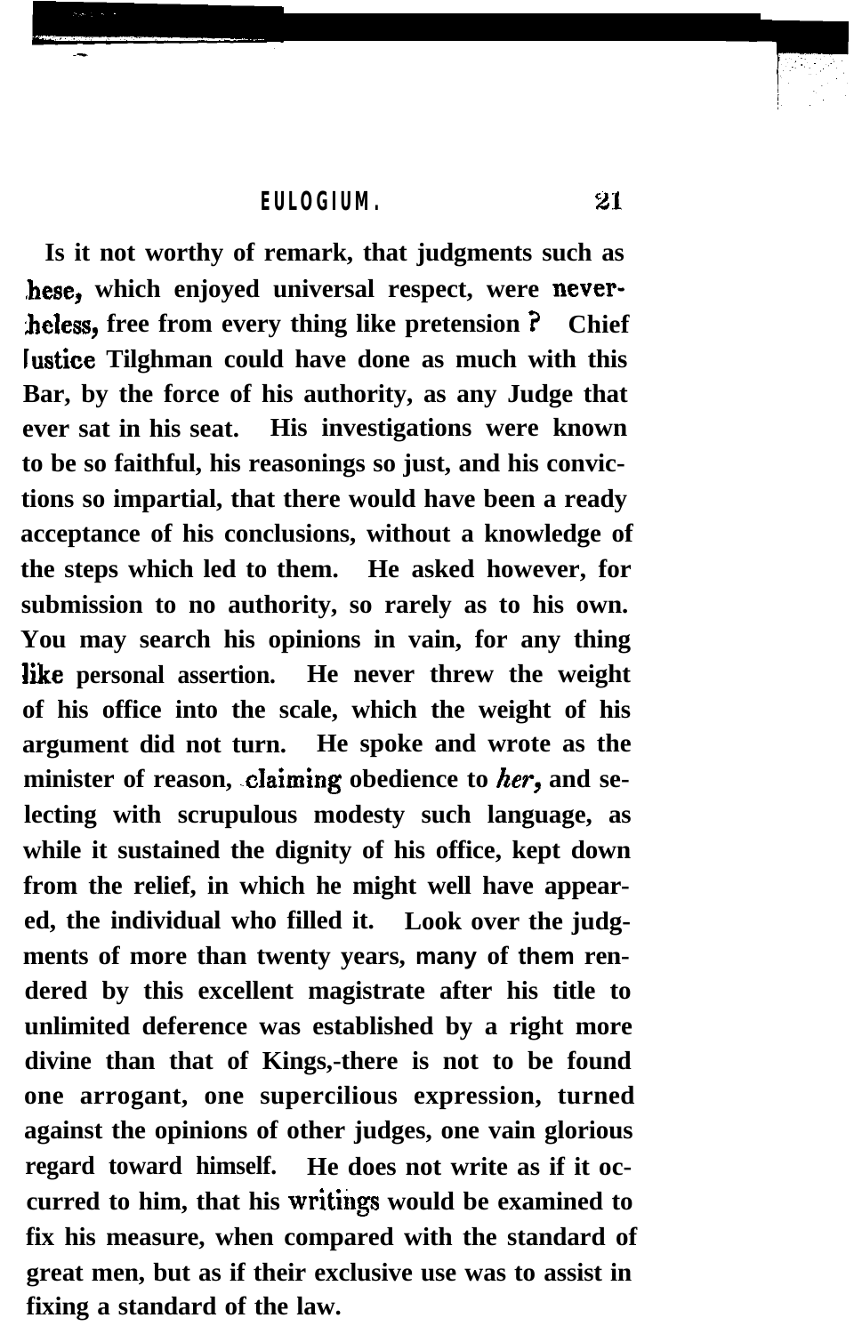Is it not worthy of remark, that judgments such as these, which enjoyed universal respect, were nevertheless, free from every thing like pretension? Chief Justice Tilghman could have done as much with this Bar, by the force of his authority, as any Judge that ever sat in his seat. His investigations were known to be so faithful, his reasonings so just, and his convictions so impartial, that there would have been a ready acceptance of his conclusions, without a knowledge of the steps which led to them. He asked however, for submission to no authority, so rarely as to his own. You may search his opinions in vain, for any thing like personal assertion. He never threw the weight of his office into the scale, which the weight of his argument did not turn. He spoke and wrote as the minister of reason, claiming obedience to *her*, and selecting with scrupulous modesty such language, as while it sustained the dignity of his office, kept down from the relief, in which he might well have appeared, the individual who filled it. Look over the judgments of more than twenty years, many of them rendered by this excellent magistrate after his title to unlimited deference was established by a right more divine than that of Kings,-there is not to be found one arrogant, one supercilious expression, turned against the opinions of other judges, one vain glorious regard toward himself. He does not write as if it occurred to him, that his writings would be examined to fix his measure, when compared with the standard of great men, but as if their exclusive use was to assist in fixing a standard of the law.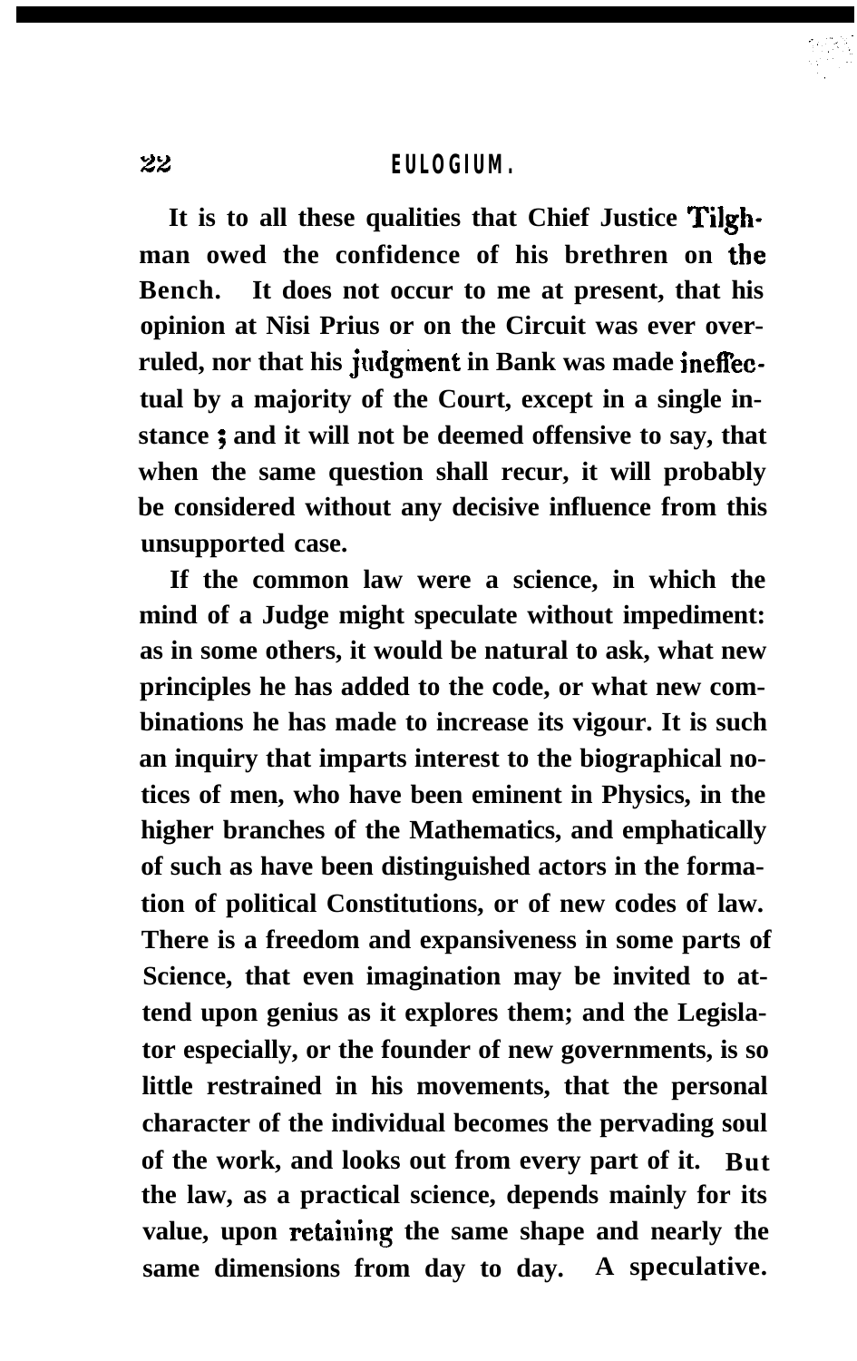It is to all these qualities that Chief Justice Tilghman owed the confidence of his brethren on the Bench. It does not occur to me at present, that his opinion at Nisi Prius or on the Circuit was ever overruled, nor that his judgment in Bank was made ineffectual by a majority of the Court, except in a single instance ; and it will not be deemed offensive to say, that when the same question shall recur, it will probably be considered without any decisive influence from this unsupported case.

If the common law were a science, in which the mind of a Judge might speculate without impediment: as in some others, it would be natural to ask, what new principles he has added to the code, or what new combinations he has made to increase its vigour. It is such an inquiry that imparts interest to the biographical notices of men, who have been eminent in Physics, in the higher branches of the Mathematics, and emphatically of such as have been distinguished actors in the formation of political Constitutions, or of new codes of law. There is a freedom and expansiveness in some parts of Science, that even imagination may be invited to attend upon genius as it explores them; and the Legislator especially, or the founder of new governments, is so little restrained in his movements, that the personal character of the individual becomes the pervading soul of the work, and looks out from every part of it. But the law, as a practical science, depends mainly for its value, upon retaining the same shape and nearly the same dimensions from day to day. A speculative.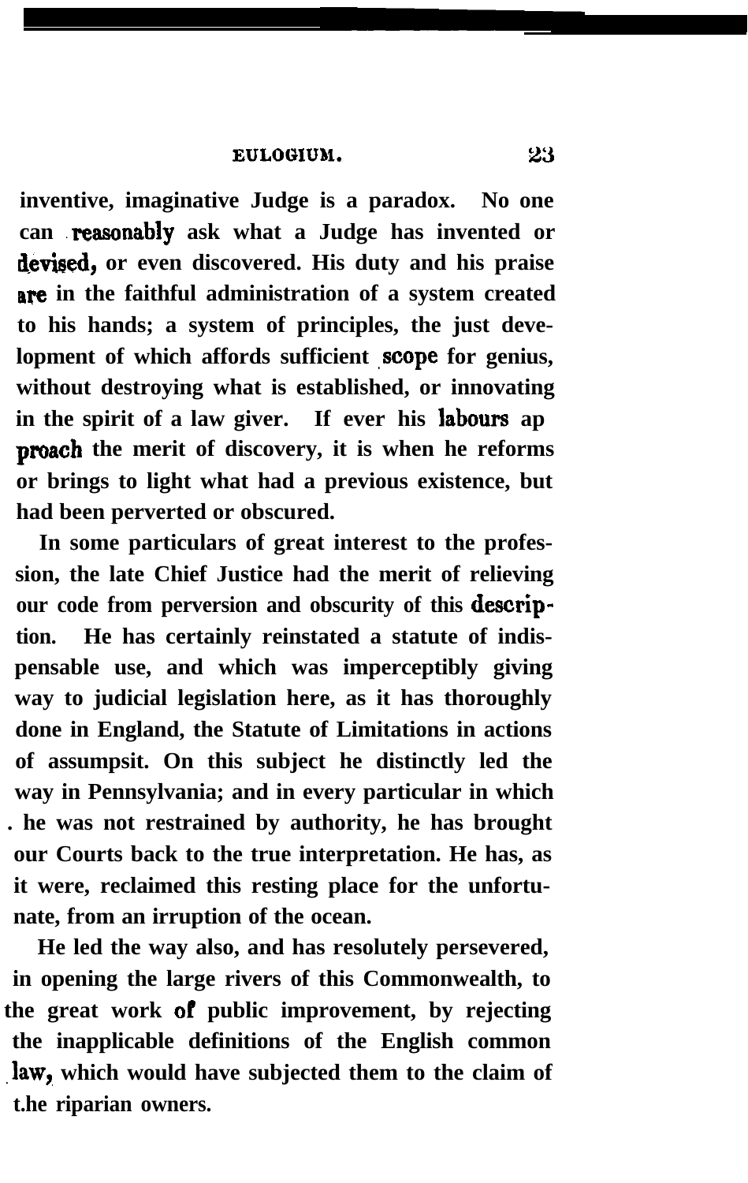inventive, imaginative Judge is a paradox. No one can reasonably ask what a Judge has invented or devised, or even discovered. His duty and his praise are in the faithful administration of a system created to his hands; a system of principles, the just development of which affords sufficient scope for genius, without destroying what is established, or innovating in the spirit of a law giver. If ever his labours approach the merit of discovery, it is when he reforms or brings to light what had a previous existence, but had been perverted or obscured.

In some particulars of great interest to the profession, the late Chief Justice had the merit of relieving our code from perversion and obscurity of this description. He has certainly reinstated a statute of indispensable use, and which was imperceptibly giving way to judicial legislation here, as it has thoroughly done in England, the Statute of Limitations in actions of assumpsit. On this subject he distinctly led the way in Pennsylvania; and in every particular in which he was not restrained by authority, he has brought our Courts back to the true interpretation. He has, as it were, reclaimed this resting place for the unfortunate, from an irruption of the ocean.

He led the way also, and has resolutely persevered, in opening the large rivers of this Commonwealth, to the great work of public improvement, by rejecting the inapplicable definitions of the English common law, which would have subjected them to the claim of the riparian owners.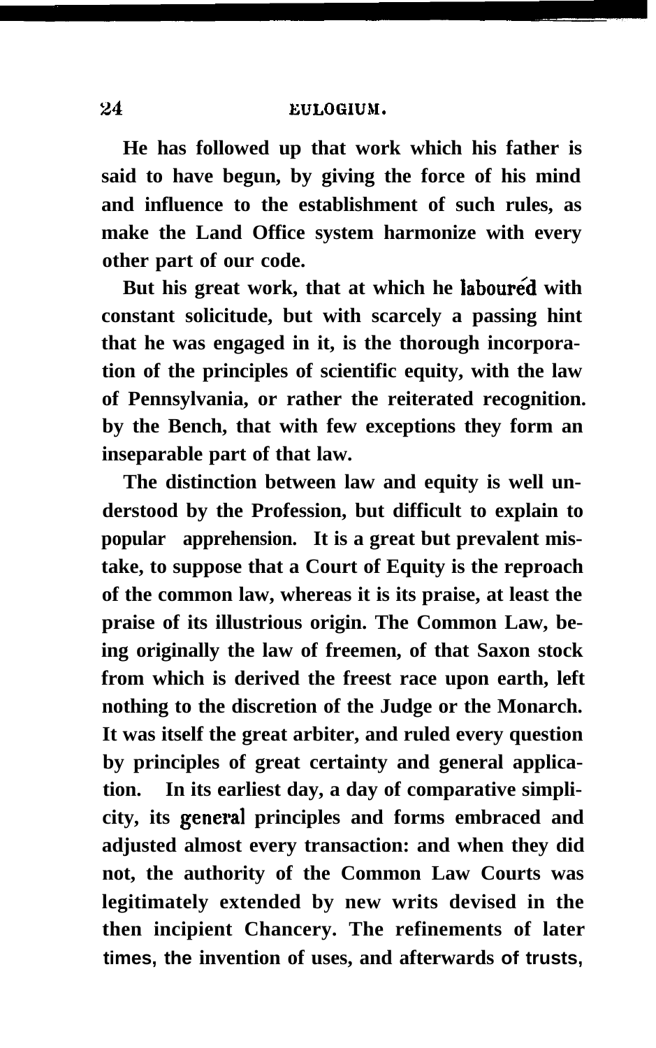He has followed up that work which his father is said to have begun, by giving the force of his mind and influence to the establishment of such rules, as make the Land Office system harmonize with every other part of our code.

But his great work, that at which he laboured with constant solicitude, but with scarcely a passing hint that he was engaged in it, is the thorough incorporation of the principles of scientific equity, with the law of Pennsylvania, or rather the reiterated recognition. by the Bench, that with few exceptions they form an inseparable part of that law.

The distinction between law and equity is well understood by the Profession, but difficult to explain to popular apprehension. It is a great but prevalent mistake, to suppose that a Court of Equity is the reproach of the common law, whereas it is its praise, at least the praise of its illustrious origin. The Common Law, being originally the law of freemen, of that Saxon stock from which is derived the freest race upon earth, left nothing to the discretion of the Judge or the Monarch. It was itself the great arbiter, and ruled every question by principles of great certainty and general application. In its earliest day, a day of comparative simplicity, its general principles and forms embraced and adjusted almost every transaction: and when they did not, the authority of the Common Law Courts was legitimately extended by new writs devised in the then incipient Chancery. The refinements of later times, the invention of uses, and afterwards of trusts,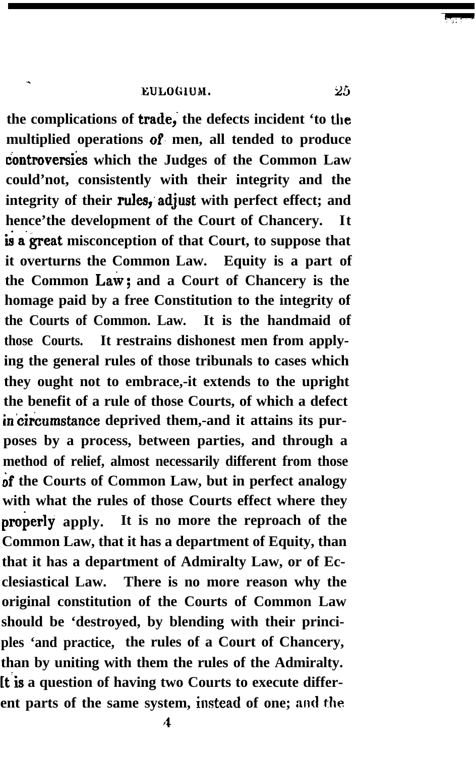the complications of trade, the defects incident to the multiplied operations of men, all tended to produce controversies which the Judges of the Common Law could not, consistently with their integrity and the integrity of their rules, adjust with perfect effect; and hence the development of the Court of Chancery. It is a great misconception of that Court, to suppose that it overturns the Common Law. Equity is a part of the Common Law; and a Court of Chancery is the homage paid by a free Constitution to the integrity of the Courts of Common. Law. It is the handmaid of those Courts. It restrains dishonest men from applying the general rules of those tribunals to cases which they ought not to embrace,-it extends to the upright the benefit of a rule of those Courts, of which a defect in circumstance deprived them,-and it attains its purposes by a process, between parties, and through a method of relief, almost necessarily different from those of the Courts of Common Law, but in perfect analogy with what the rules of those Courts effect where they properly apply. It is no more the reproach of the Common Law, that it has a department of Equity, than that it has a department of Admiralty Law, or of Ecclesiastical Law. There is no more reason why the original constitution of the Courts of Common Law should be destroyed, by blending with their principles and practice, the rules of a Court of Chancery, than by uniting with them the rules of the Admiralty. It is a question of having two Courts to execute different parts of the same system, instead of one; and the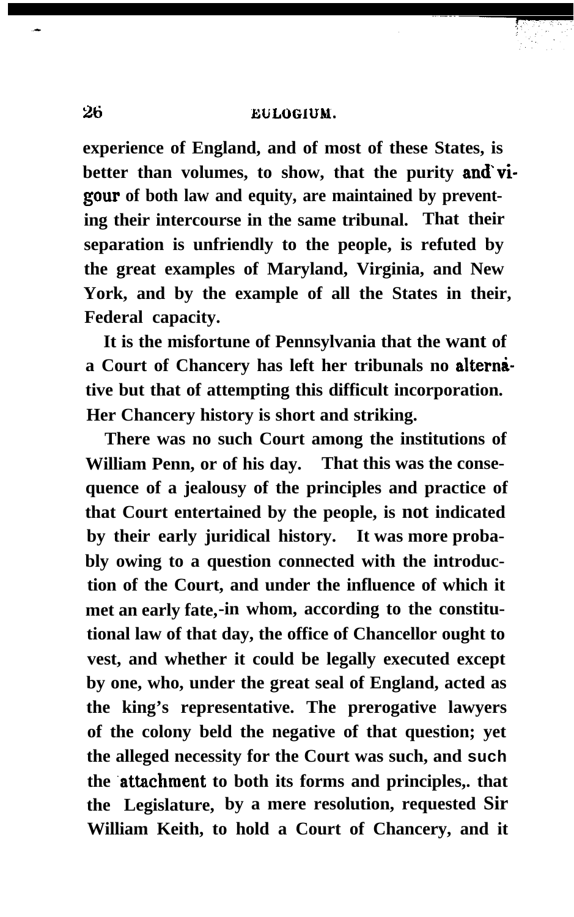experience of England, and of most of these States, is better than volumes, to show, that the purity and vigour of both law and equity, are maintained by preventing their intercourse in the same tribunal. That their separation is unfriendly to the people, is refuted by the great examples of Maryland, Virginia, and New York, and by the example of all the States in their, Federal capacity.

It is the misfortune of Pennsylvania that the want of a Court of Chancery has left her tribunals no alternative but that of attempting this difficult incorporation. Her Chancery history is short and striking.

There was no such Court among the institutions of William Penn, or of his day. That this was the consequence of a jealousy of the principles and practice of that Court entertained by the people, is not indicated by their early juridical history. It was more probably owing to a question connected with the introduction of the Court, and under the influence of which it met an early fate,-in whom, according to the constitutional law of that day, the office of Chancellor ought to vest, and whether it could be legally executed except by one, who, under the great seal of England, acted as the king's representative. The prerogative lawyers of the colony beld the negative of that question; yet the alleged necessity for the Court was such, and such the attachment to both its forms and principles,. that the Legislature, by a mere resolution, requested Sir William Keith, to hold a Court of Chancery, and it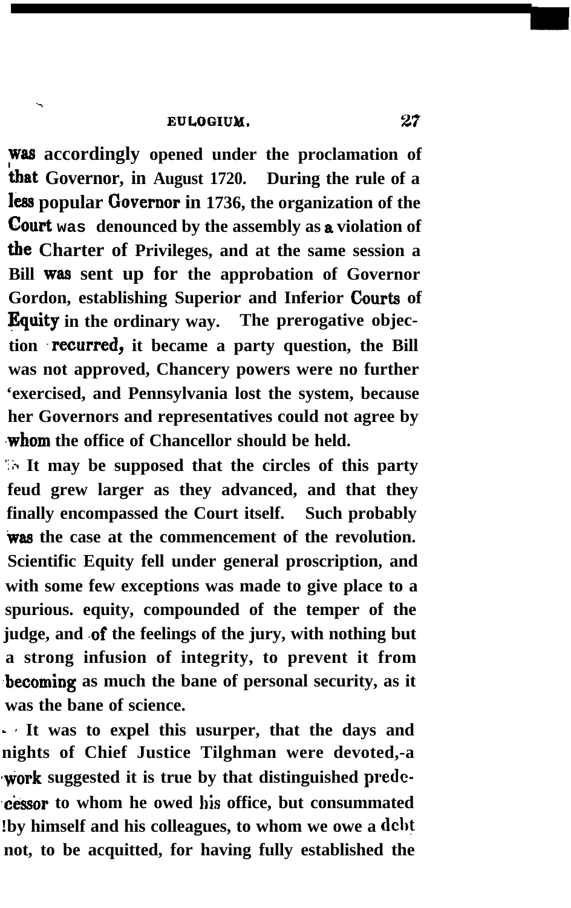was accordingly opened under the proclamation of that Governor, in August 1720. During the rule of a less popular Governor in 1736, the organization of the Court was denounced by the assembly as a violation of the Charter of Privileges, and at the same session a Bill was sent up for the approbation of Governor Gordon, establishing Superior and Inferior Courts of Equity in the ordinary way. The prerogative objection recurred, it became a party question, the Bill was not approved, Chancery powers were no further exercised, and Pennsylvania lost the system, because her Governors and representatives could not agree by whom the office of Chancellor should be held.

It may be supposed that the circles of this party feud grew larger as they advanced, and that they finally encompassed the Court itself. Such probably was the case at the commencement of the revolution. Scientific Equity fell under general proscription, and with some few exceptions was made to give place to a spurious. equity, compounded of the temper of the judge, and of the feelings of the jury, with nothing but a strong infusion of integrity, to prevent it from becoming as much the bane of personal security, as it was the bane of science.

It was to expel this usurper, that the days and nights of Chief Justice Tilghman were devoted,-a work suggested it is true by that distinguished predecessor to whom he owed his office, but consummated by himself and his colleagues, to whom we owe a debt not, to be acquitted, for having fully established the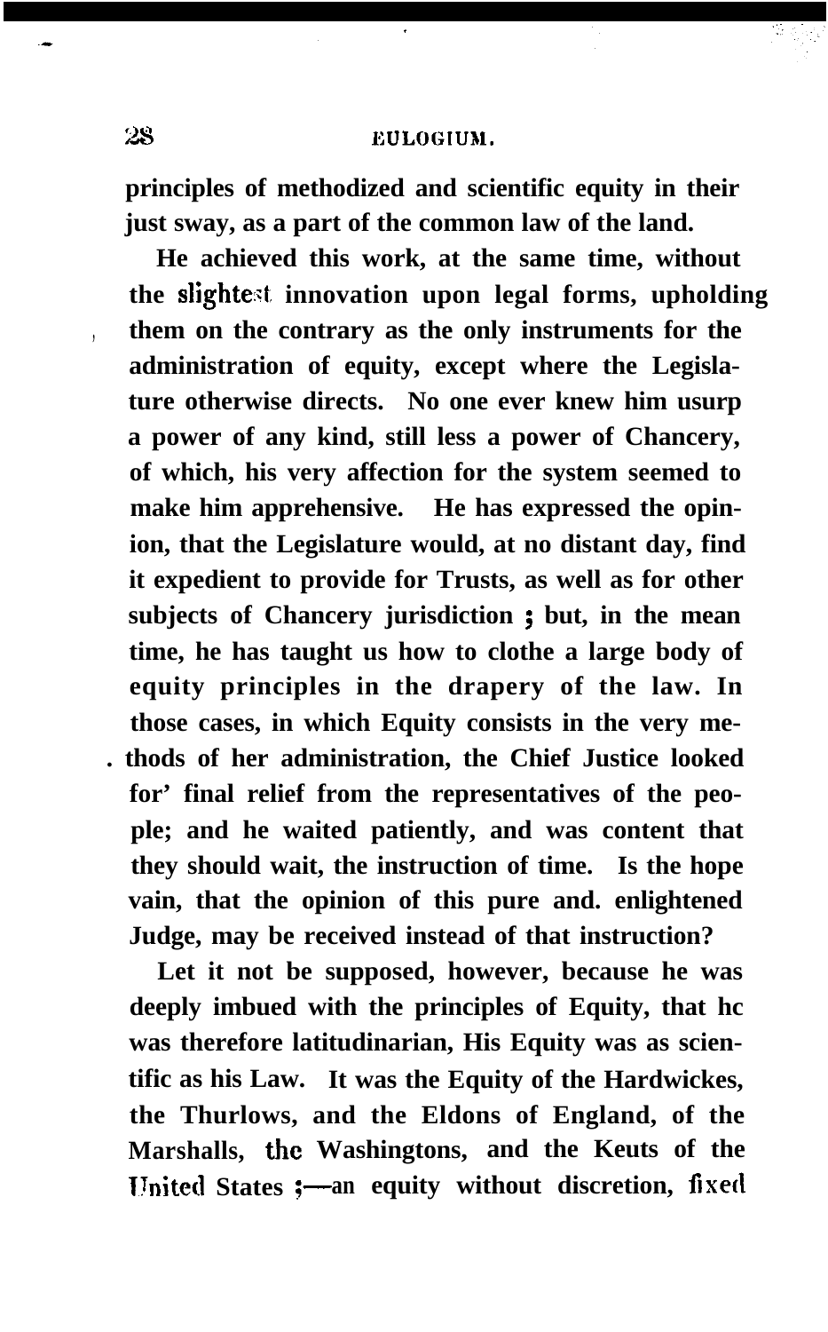principles of methodized and scientific equity in their just sway, as a part of the common law of the land.

He achieved this work, at the same time, without the slightest innovation upon legal forms, upholding them on the contrary as the only instruments for the administration of equity, except where the Legislature otherwise directs. No one ever knew him usurp a power of any kind, still less a power of Chancery, of which, his very affection for the system seemed to make him apprehensive. He has expressed the opinion, that the Legislature would, at no distant day, find it expedient to provide for Trusts, as well as for other subjects of Chancery jurisdiction ; but, in the mean time, he has taught us how to clothe a large body of equity principles in the drapery of the law. In those cases, in which Equity consists in the very methods of her administration, the Chief Justice looked for' final relief from the representatives of the people; and he waited patiently, and was content that they should wait, the instruction of time. Is the hope vain, that the opinion of this pure and. enlightened Judge, may be received instead of that instruction?

Let it not be supposed, however, because he was deeply imbued with the principles of Equity, that hc was therefore latitudinarian, His Equity was as scientific as his Law. It was the Equity of the Hardwickes, the Thurlows, and the Eldons of England, of the Marshalls, the Washingtons, and the Keuts of the United States ;—an equity without discretion, fixed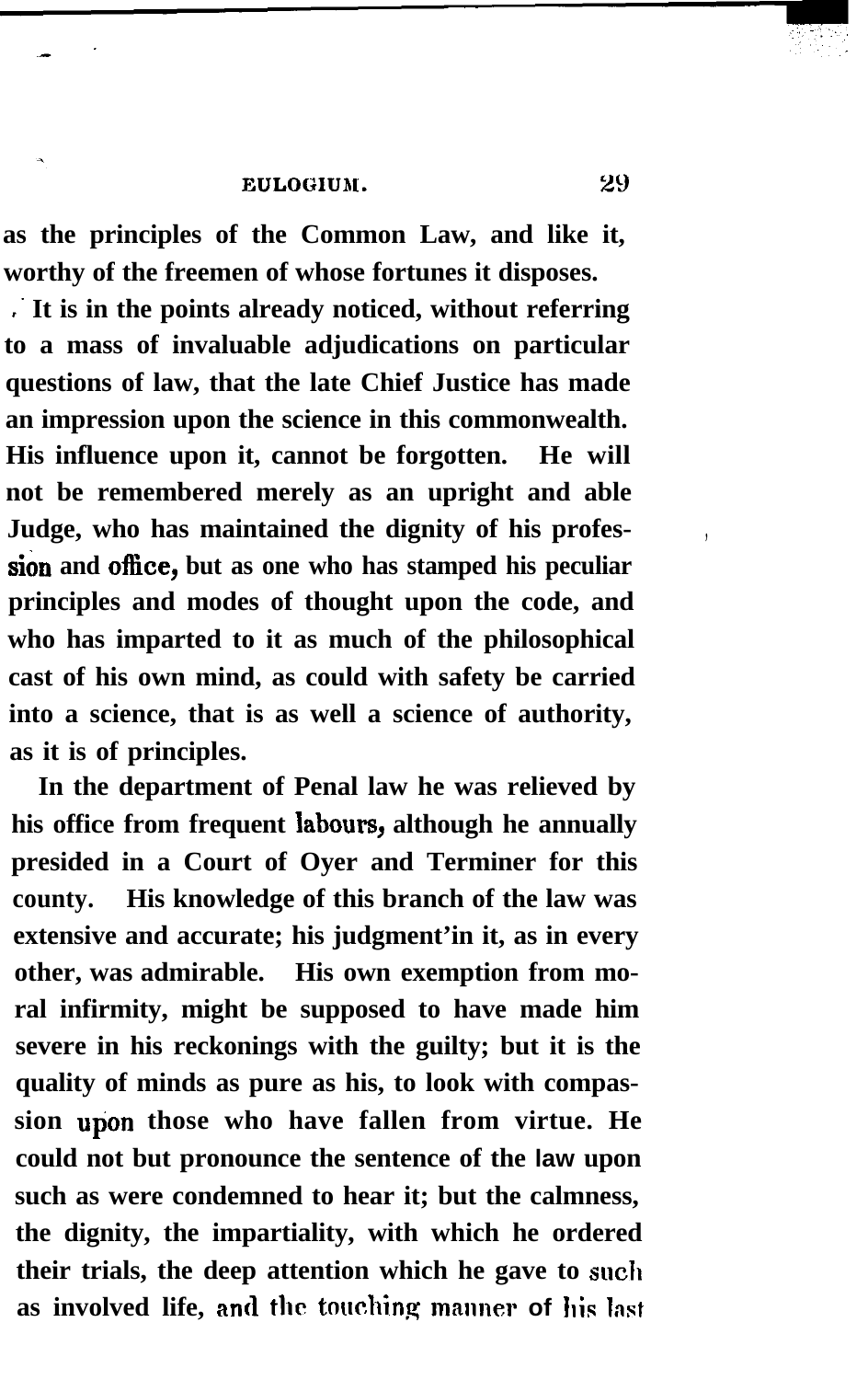as the principles of the Common Law, and like it, worthy of the freemen of whose fortunes it disposes.

It is in the points already noticed, without referring to a mass of invaluable adjudications on particular questions of law, that the late Chief Justice has made an impression upon the science in this commonwealth. His influence upon it, cannot be forgotten. He will not be remembered merely as an upright and able Judge, who has maintained the dignity of his profession and office, but as one who has stamped his peculiar principles and modes of thought upon the code, and who has imparted to it as much of the philosophical cast of his own mind, as could with safety be carried into a science, that is as well a science of authority, as it is of principles.

In the department of Penal law he was relieved by his office from frequent labours, although he annually presided in a Court of Oyer and Terminer for this county. His knowledge of this branch of the law was extensive and accurate; his judgment in it, as in every other, was admirable. His own exemption from moral infirmity, might be supposed to have made him severe in his reckonings with the guilty; but it is the quality of minds as pure as his, to look with compassion upon those who have fallen from virtue. He could not but pronounce the sentence of the law upon such as were condemned to hear it; but the calmness, the dignity, the impartiality, with which he ordered their trials, the deep attention which he gave to such as involved life, and the touching manner of his last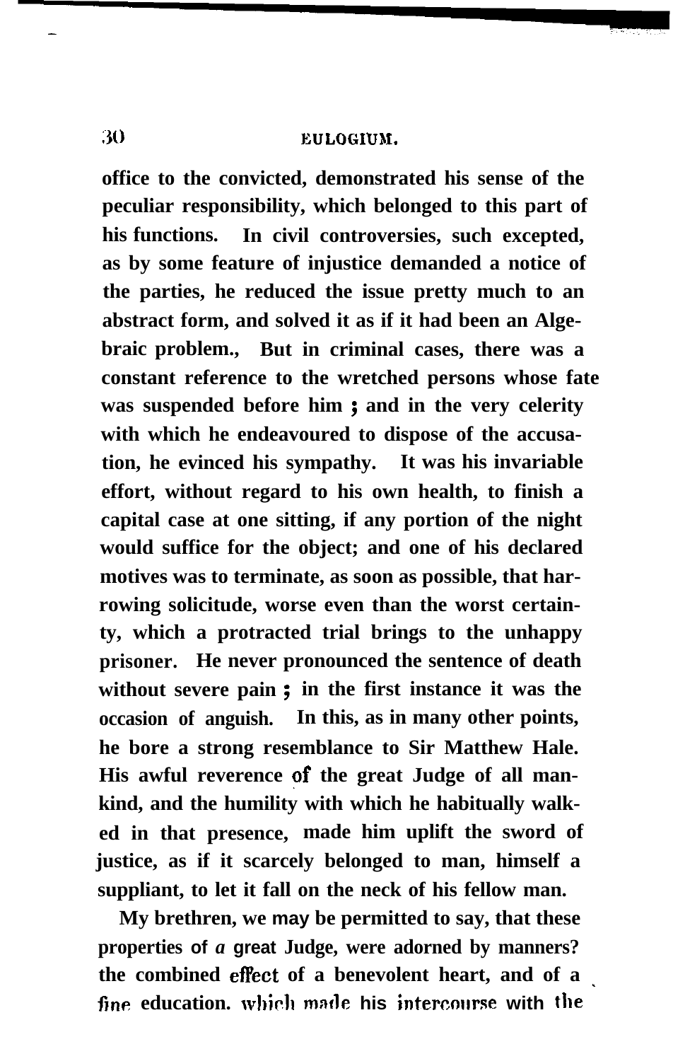office to the convicted, demonstrated his sense of the peculiar responsibility, which belonged to this part of his functions. In civil controversies, such excepted, as by some feature of injustice demanded a notice of the parties, he reduced the issue pretty much to an abstract form, and solved it as if it had been an Algebraic problem., But in criminal cases, there was a constant reference to the wretched persons whose fate was suspended before him ; and in the very celerity with which he endeavoured to dispose of the accusation, he evinced his sympathy. It was his invariable effort, without regard to his own health, to finish a capital case at one sitting, if any portion of the night would suffice for the object; and one of his declared motives was to terminate, as soon as possible, that harrowing solicitude, worse even than the worst certainty, which a protracted trial brings to the unhappy prisoner. He never pronounced the sentence of death without severe pain ; in the first instance it was the occasion of anguish. In this, as in many other points, he bore a strong resemblance to Sir Matthew Hale. His awful reverence of the great Judge of all mankind, and the humility with which he habitually walked in that presence, made him uplift the sword of justice, as if it scarcely belonged to man, himself a suppliant, to let it fall on the neck of his fellow man.

My brethren, we may be permitted to say, that these properties of a great Judge, were adorned by manners? the combined effect of a benevolent heart, and of a fine education. which made his intercourse with the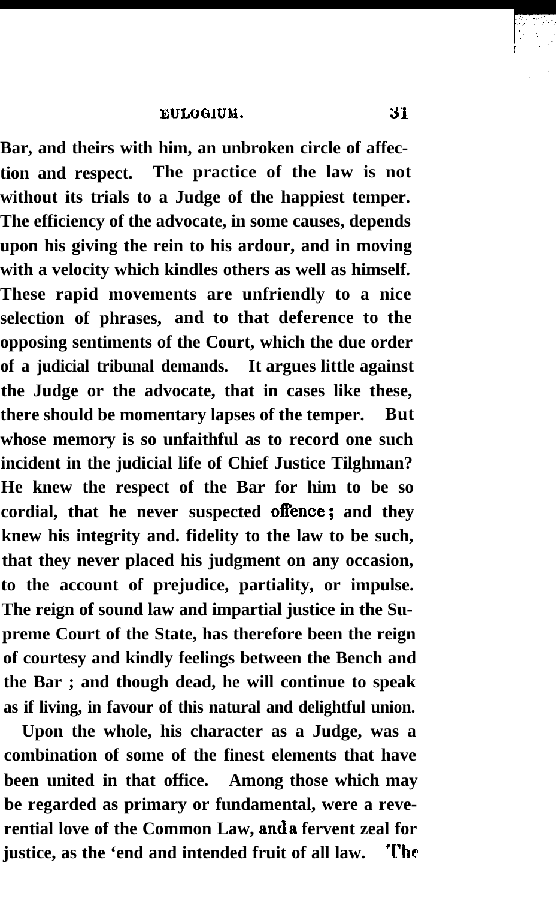Bar, and theirs with him, an unbroken circle of affection and respect. The practice of the law is not without its trials to a Judge of the happiest temper. The efficiency of the advocate, in some causes, depends upon his giving the rein to his ardour, and in moving with a velocity which kindles others as well as himself. These rapid movements are unfriendly to a nice selection of phrases, and to that deference to the opposing sentiments of the Court, which the due order of a judicial tribunal demands. It argues little against the Judge or the advocate, that in cases like these, there should be momentary lapses of the temper. But whose memory is so unfaithful as to record one such incident in the judicial life of Chief Justice Tilghman? He knew the respect of the Bar for him to be so cordial, that he never suspected offence; and they knew his integrity and. fidelity to the law to be such, that they never placed his judgment on any occasion, to the account of prejudice, partiality, or impulse. The reign of sound law and impartial justice in the Supreme Court of the State, has therefore been the reign of courtesy and kindly feelings between the Bench and the Bar ; and though dead, he will continue to speak as if living, in favour of this natural and delightful union.

Upon the whole, his character as a Judge, was a combination of some of the finest elements that have been united in that office. Among those which may be regarded as primary or fundamental, were a reverential love of the Common Law, and a fervent zeal for justice, as the 'end and intended fruit of all law. The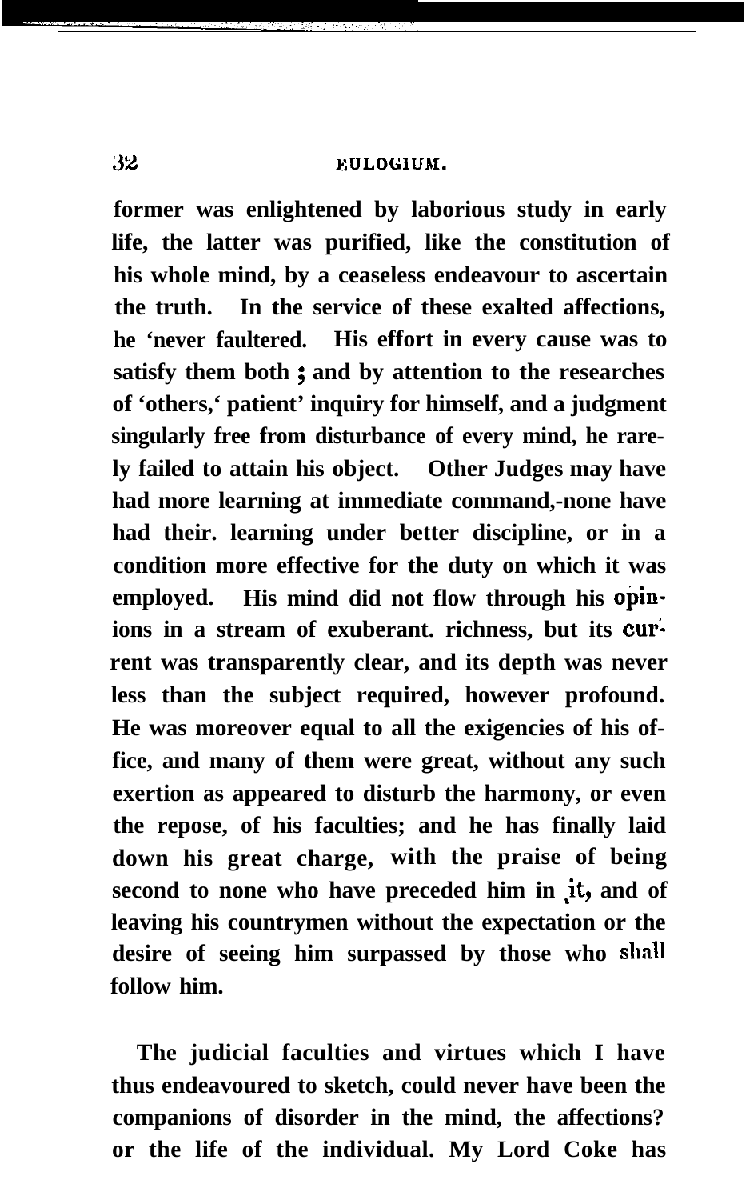former was enlightened by laborious study in early life, the latter was purified, like the constitution of his whole mind, by a ceaseless endeavour to ascertain the truth. In the service of these exalted affections, he 'never faultered. His effort in every cause was to satisfy them both ; and by attention to the researches of 'others,' patient' inquiry for himself, and a judgment singularly free from disturbance of every mind, he rarely failed to attain his object. Other Judges may have had more learning at immediate command,-none have had their. learning under better discipline, or in a condition more effective for the duty on which it was employed. His mind did not flow through his opinions in a stream of exuberant. richness, but its current was transparently clear, and its depth was never less than the subject required, however profound. He was moreover equal to all the exigencies of his office, and many of them were great, without any such exertion as appeared to disturb the harmony, or even the repose, of his faculties; and he has finally laid down his great charge, with the praise of being second to none who have preceded him in it, and of leaving his countrymen without the expectation or the desire of seeing him surpassed by those who shall follow him.

The judicial faculties and virtues which I have thus endeavoured to sketch, could never have been the companions of disorder in the mind, the affections? or the life of the individual. My Lord Coke has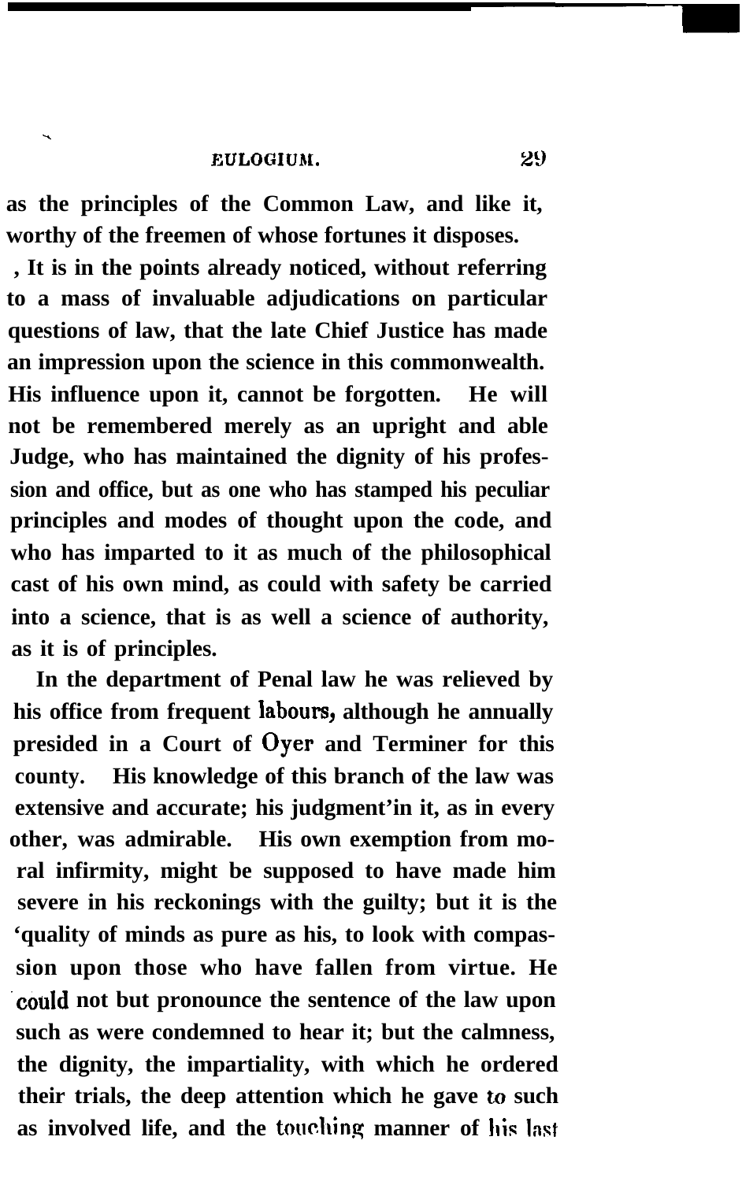as the principles of the Common Law, and like it, worthy of the freemen of whose fortunes it disposes.

It is in the points already noticed, without referring to a mass of invaluable adjudications on particular questions of law, that the late Chief Justice has made an impression upon the science in this commonwealth. His influence upon it, cannot be forgotten. He will not be remembered merely as an upright and able Judge, who has maintained the dignity of his profession and office, but as one who has stamped his peculiar principles and modes of thought upon the code, and who has imparted to it as much of the philosophical cast of his own mind, as could with safety be carried into a science, that is as well a science of authority, as it is of principles.

In the department of Penal law he was relieved by his office from frequent labours, although he annually presided in a Court of Oyer and Terminer for this county. His knowledge of this branch of the law was extensive and accurate; his judgment in it, as in every other, was admirable. His own exemption from moral infirmity, might be supposed to have made him severe in his reckonings with the guilty; but it is the quality of minds as pure as his, to look with compassion upon those who have fallen from virtue. He could not but pronounce the sentence of the law upon such as were condemned to hear it; but the calmness, the dignity, the impartiality, with which he ordered their trials, the deep attention which he gave to such as involved life, and the touching manner of his last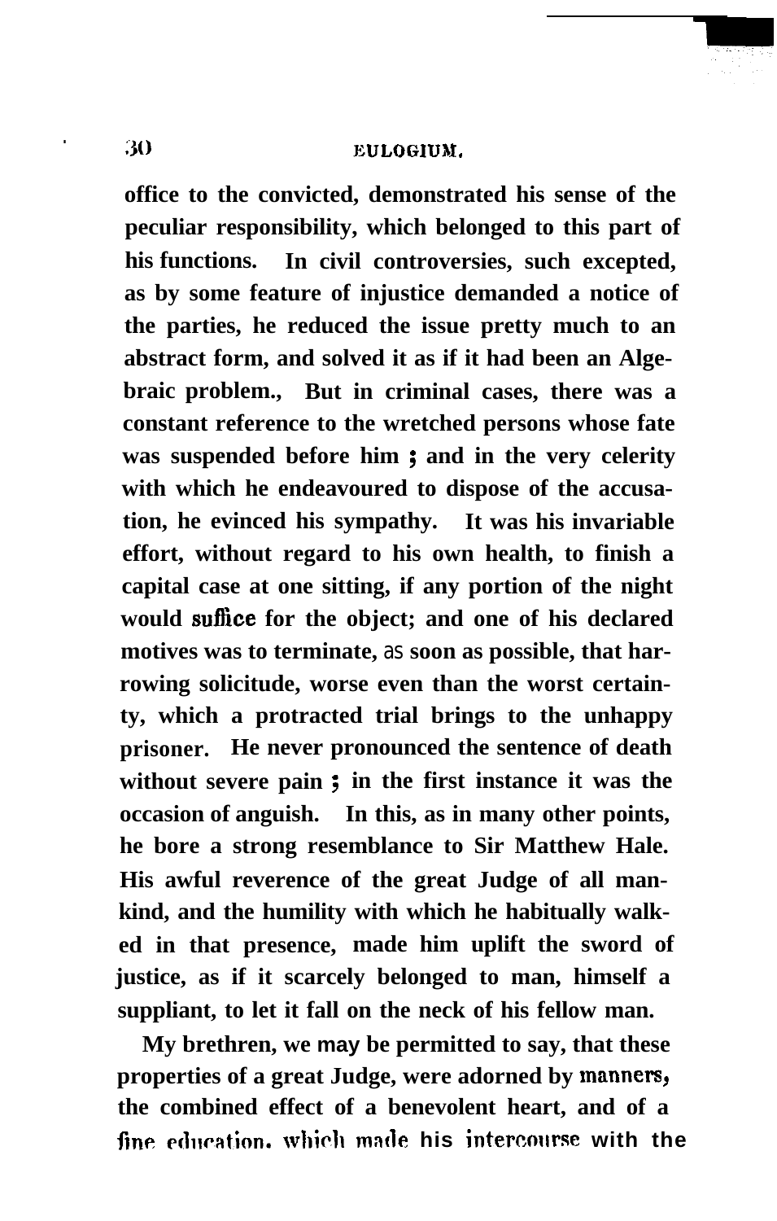office to the convicted, demonstrated his sense of the peculiar responsibility, which belonged to this part of his functions. In civil controversies, such excepted, as by some feature of injustice demanded a notice of the parties, he reduced the issue pretty much to an abstract form, and solved it as if it had been an Algebraic problem., But in criminal cases, there was a constant reference to the wretched persons whose fate was suspended before him ; and in the very celerity with which he endeavoured to dispose of the accusation, he evinced his sympathy. It was his invariable effort, without regard to his own health, to finish a capital case at one sitting, if any portion of the night would suffice for the object; and one of his declared motives was to terminate, as soon as possible, that harrowing solicitude, worse even than the worst certainty, which a protracted trial brings to the unhappy prisoner. He never pronounced the sentence of death without severe pain ; in the first instance it was the occasion of anguish. In this, as in many other points, he bore a strong resemblance to Sir Matthew Hale. His awful reverence of the great Judge of all mankind, and the humility with which he habitually walked in that presence, made him uplift the sword of justice, as if it scarcely belonged to man, himself a suppliant, to let it fall on the neck of his fellow man.

My brethren, we may be permitted to say, that these properties of a great Judge, were adorned by manners, the combined effect of a benevolent heart, and of a fine education, which made his intercourse with the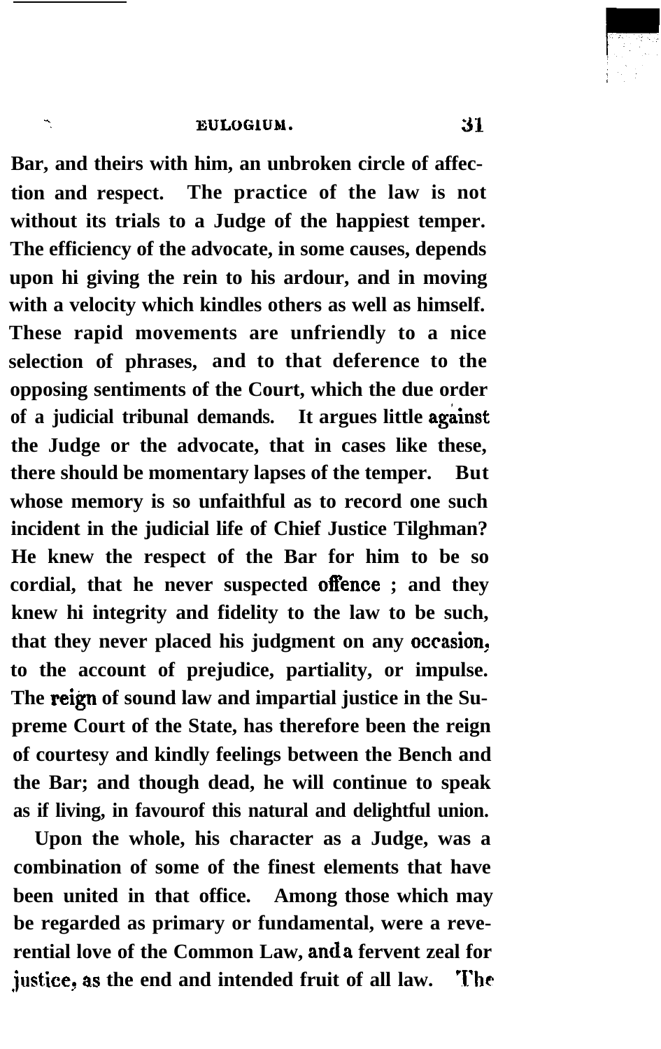Bar, and theirs with him, an unbroken circle of affection and respect. The practice of the law is not without its trials to a Judge of the happiest temper. The efficiency of the advocate, in some causes, depends upon hi giving the rein to his ardour, and in moving with a velocity which kindles others as well as himself. These rapid movements are unfriendly to a nice selection of phrases, and to that deference to the opposing sentiments of the Court, which the due order of a judicial tribunal demands. It argues little against the Judge or the advocate, that in cases like these, there should be momentary lapses of the temper. But whose memory is so unfaithful as to record one such incident in the judicial life of Chief Justice Tilghman? He knew the respect of the Bar for him to be so cordial, that he never suspected offence ; and they knew hi integrity and fidelity to the law to be such, that they never placed his judgment on any occasion, to the account of prejudice, partiality, or impulse. The reign of sound law and impartial justice in the Supreme Court of the State, has therefore been the reign of courtesy and kindly feelings between the Bench and the Bar; and though dead, he will continue to speak as if living, in favourof this natural and delightful union.

Upon the whole, his character as a Judge, was a combination of some of the finest elements that have been united in that office. Among those which may be regarded as primary or fundamental, were a reverential love of the Common Law, and a fervent zeal for justice, as the end and intended fruit of all law. The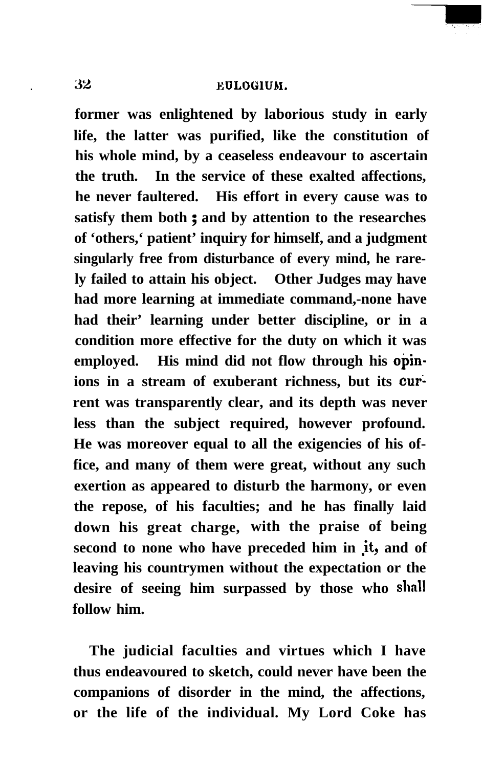former was enlightened by laborious study in early life, the latter was purified, like the constitution of his whole mind, by a ceaseless endeavour to ascertain the truth. In the service of these exalted affections, he never faultered. His effort in every cause was to satisfy them both ; and by attention to the researches of 'others,' patient' inquiry for himself, and a judgment singularly free from disturbance of every mind, he rarely failed to attain his object. Other Judges may have had more learning at immediate command,-none have had their' learning under better discipline, or in a condition more effective for the duty on which it was employed. His mind did not flow through his opinions in a stream of exuberant richness, but its current was transparently clear, and its depth was never less than the subject required, however profound. He was moreover equal to all the exigencies of his office, and many of them were great, without any such exertion as appeared to disturb the harmony, or even the repose, of his faculties; and he has finally laid down his great charge, with the praise of being second to none who have preceded him in it, and of leaving his countrymen without the expectation or the desire of seeing him surpassed by those who shall follow him.

The judicial faculties and virtues which I have thus endeavoured to sketch, could never have been the companions of disorder in the mind, the affections, or the life of the individual. My Lord Coke has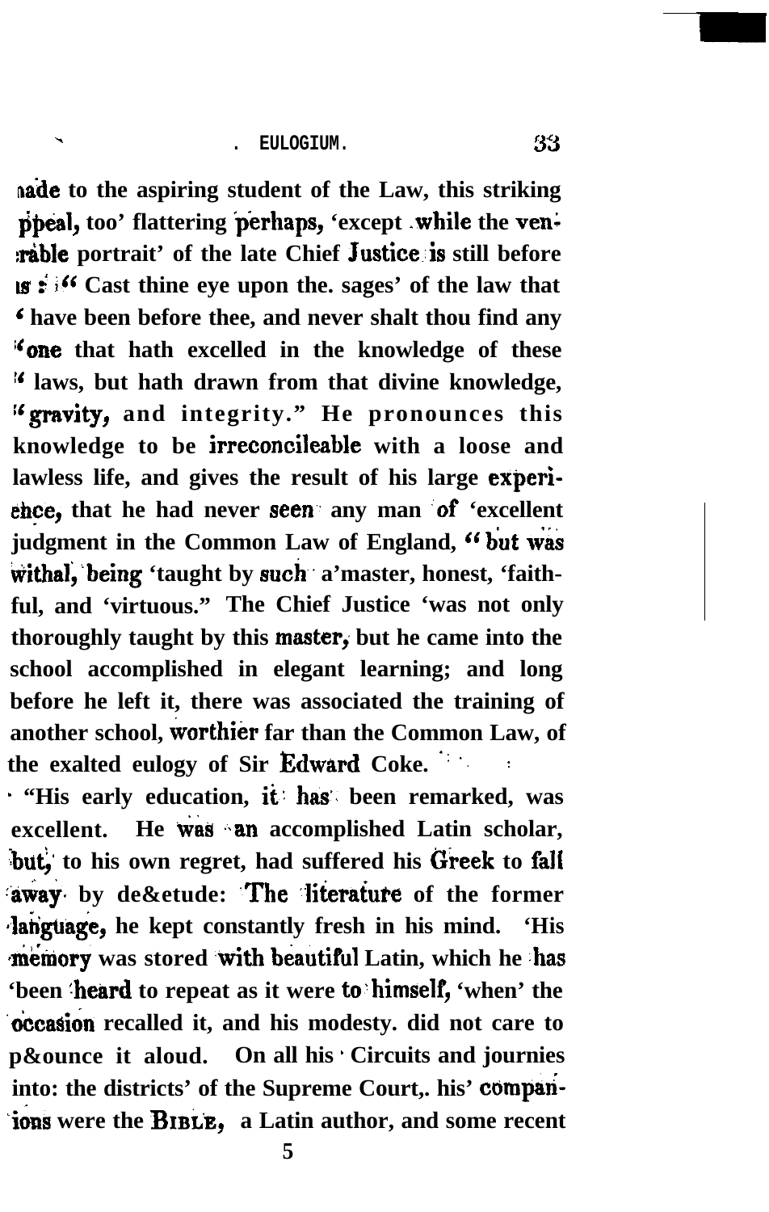made to the aspiring student of the Law, this striking appeal, too flattering perhaps, except while the venerable portrait of the late Chief Justice is still before us: "Cast thine eye upon the sages of the law that have been before thee, and never shalt thou find any one that hath excelled in the knowledge of these laws, but hath drawn from that divine knowledge, gravity, and integrity." He pronounces this knowledge to be irreconcileable with a loose and lawless life, and gives the result of his large experience, that he had never seen any man of excellent judgment in the Common Law of England, "but was withal, being taught by such a master, honest, faithful, and virtuous." The Chief Justice was not only thoroughly taught by this master, but he came into the school accomplished in elegant learning; and long before he left it, there was associated the training of another school, worthier far than the Common Law, of the exalted eulogy of Sir Edward Coke.

"His early education, it has been remarked, was excellent. He was an accomplished Latin scholar, but, to his own regret, had suffered his Greek to fall away by desuetude. The literature of the former language, he kept constantly fresh in his mind. His memory was stored with beautiful Latin, which he has been heard to repeat as it were to himself, when the occasion recalled it, and his modesty did not care to pronounce it aloud. On all his Circuits and journies into the districts of the Supreme Court, his companions were the BIBLE, a Latin author, and some recent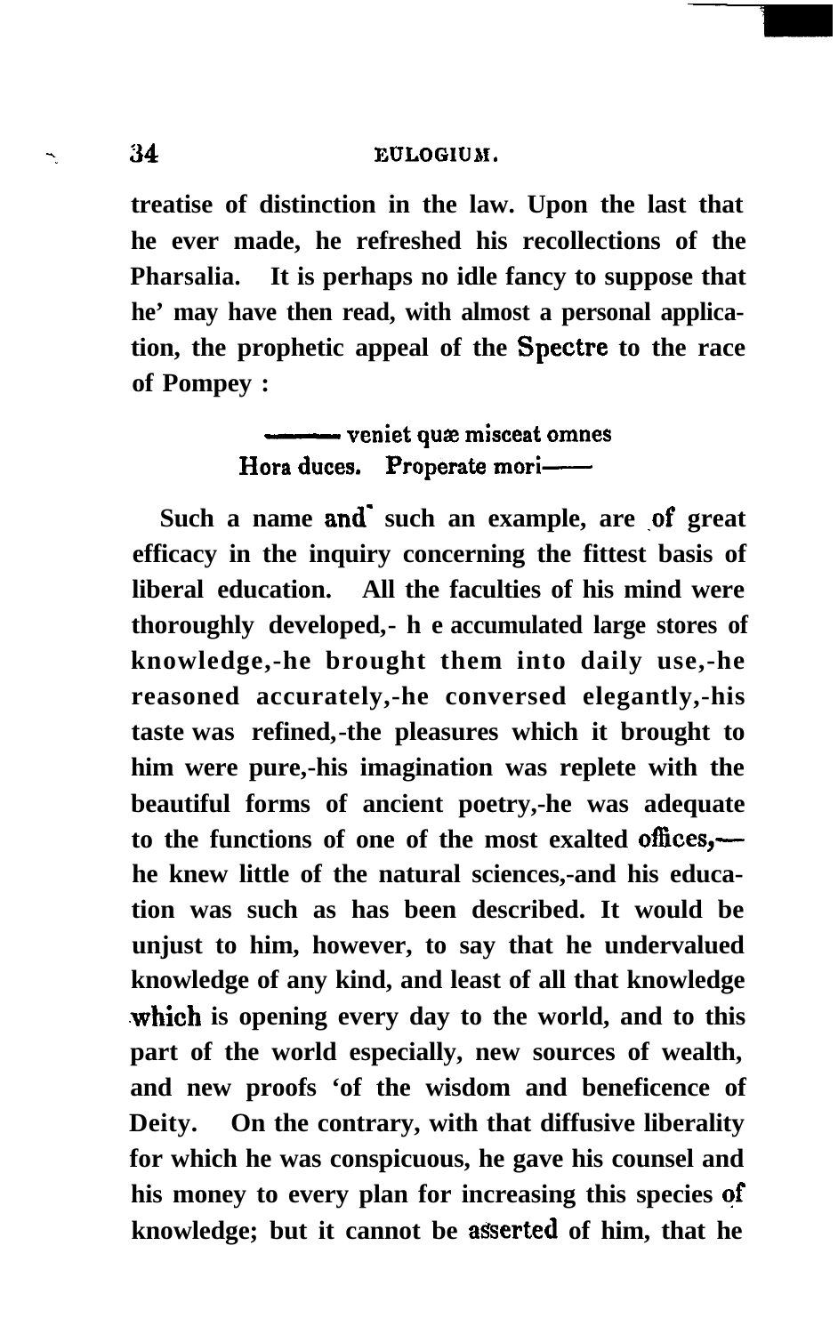treatise of distinction in the law. Upon the last that he ever made, he refreshed his recollections of the Pharsalia. It is perhaps no idle fancy to suppose that he may have then read, with almost a personal application, the prophetic appeal of the Spectre to the race of Pompey :

> —— veniet quæ misceat omnes
> Hora duces. Properate mori——

Such a name and such an example, are of great efficacy in the inquiry concerning the fittest basis of liberal education. All the faculties of his mind were thoroughly developed,—he accumulated large stores of knowledge,—he brought them into daily use,—he reasoned accurately,—he conversed elegantly,—his taste was refined,—the pleasures which it brought to him were pure,—his imagination was replete with the beautiful forms of ancient poetry,—he was adequate to the functions of one of the most exalted offices,—he knew little of the natural sciences,—and his education was such as has been described. It would be unjust to him, however, to say that he undervalued knowledge of any kind, and least of all that knowledge which is opening every day to the world, and to this part of the world especially, new sources of wealth, and new proofs of the wisdom and beneficence of Deity. On the contrary, with that diffusive liberality for which he was conspicuous, he gave his counsel and his money to every plan for increasing this species of knowledge; but it cannot be asserted of him, that he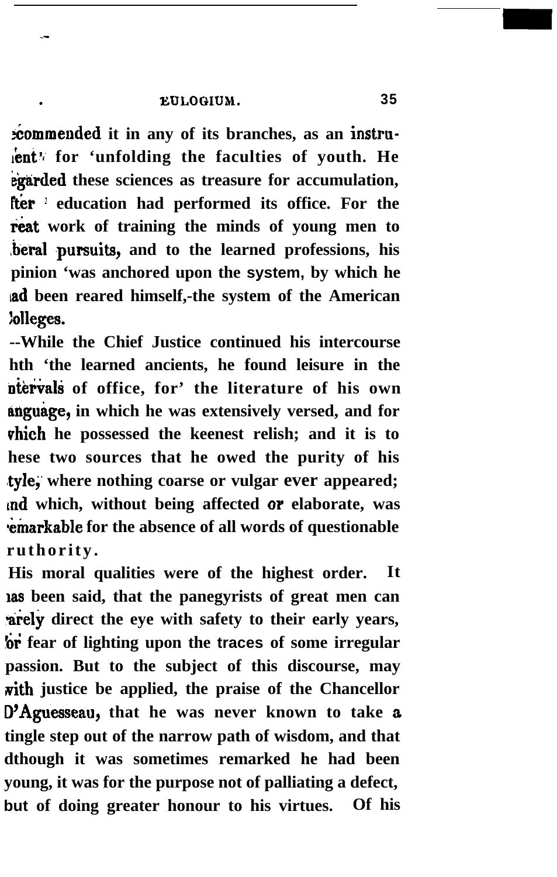commended it in any of its branches, as an instrument for unfolding the faculties of youth. He regarded these sciences as treasure for accumulation, after education had performed its office. For the great work of training the minds of young men to liberal pursuits, and to the learned professions, his opinion was anchored upon the system, by which he had been reared himself,-the system of the American Colleges.

--While the Chief Justice continued his intercourse with the learned ancients, he found leisure in the intervals of office, for the literature of his own language, in which he was extensively versed, and for which he possessed the keenest relish; and it is to these two sources that he owed the purity of his style, where nothing coarse or vulgar ever appeared; and which, without being affected or elaborate, was remarkable for the absence of all words of questionable authority.

His moral qualities were of the highest order. It has been said, that the panegyrists of great men can rarely direct the eye with safety to their early years, for fear of lighting upon the traces of some irregular passion. But to the subject of this discourse, may with justice be applied, the praise of the Chancellor D'Aguesseau, that he was never known to take a single step out of the narrow path of wisdom, and that although it was sometimes remarked he had been young, it was for the purpose not of palliating a defect, but of doing greater honour to his virtues. Of his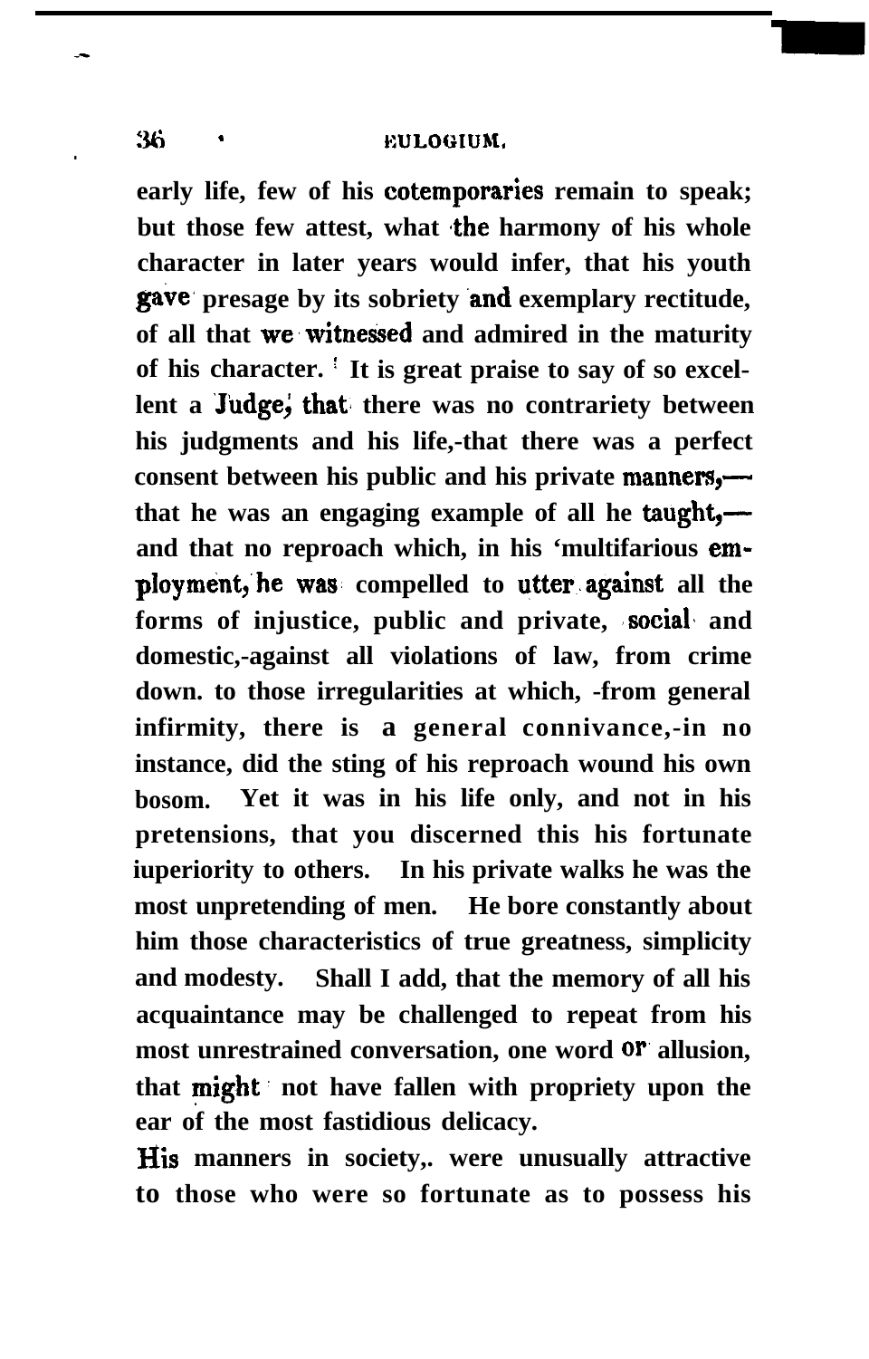early life, few of his cotemporaries remain to speak; but those few attest, what the harmony of his whole character in later years would infer, that his youth gave presage by its sobriety and exemplary rectitude, of all that we witnessed and admired in the maturity of his character. It is great praise to say of so excellent a Judge, that there was no contrariety between his judgments and his life,-that there was a perfect consent between his public and his private manners,—that he was an engaging example of all he taught,—and that no reproach which, in his 'multifarious employment, he was compelled to utter against all the forms of injustice, public and private, social and domestic,-against all violations of law, from crime down. to those irregularities at which, -from general infirmity, there is a general connivance,-in no instance, did the sting of his reproach wound his own bosom. Yet it was in his life only, and not in his pretensions, that you discerned this his fortunate iuperiority to others. In his private walks he was the most unpretending of men. He bore constantly about him those characteristics of true greatness, simplicity and modesty. Shall I add, that the memory of all his acquaintance may be challenged to repeat from his most unrestrained conversation, one word or allusion, that might not have fallen with propriety upon the ear of the most fastidious delicacy.

His manners in society,. were unusually attractive to those who were so fortunate as to possess his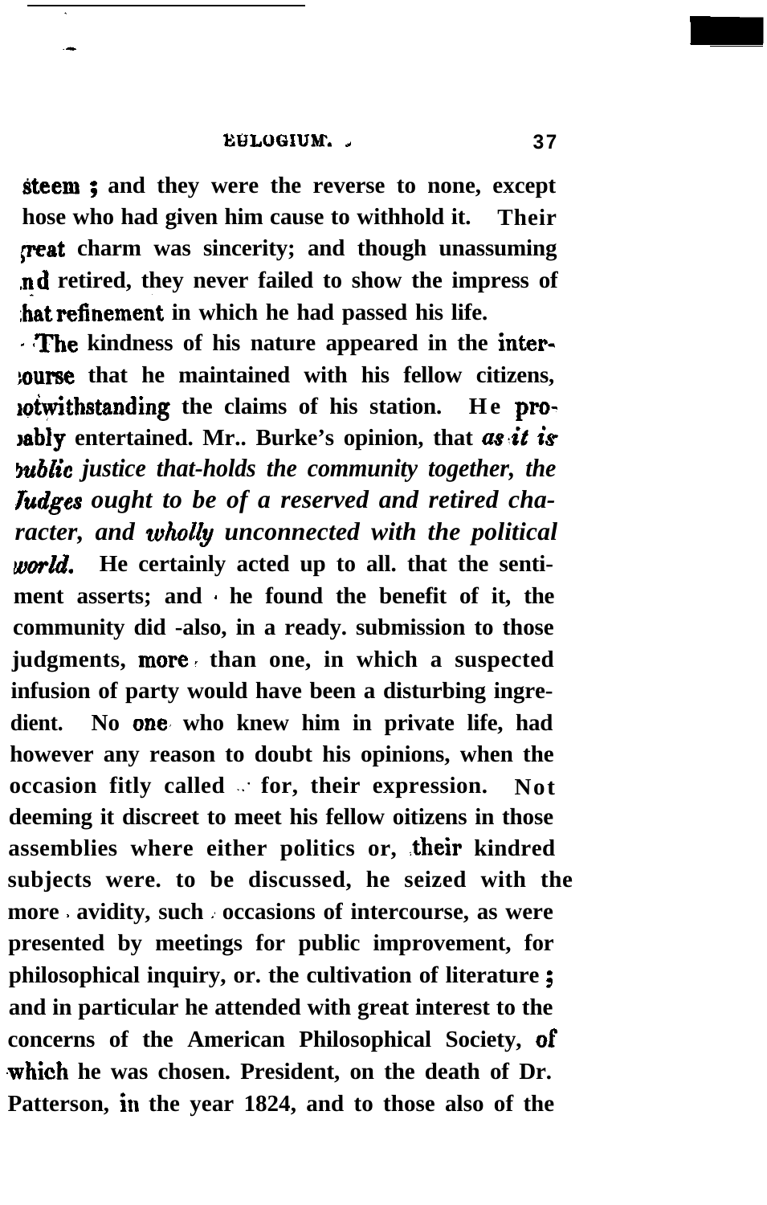steem; and they were the reverse to none, except hose who had given him cause to withhold it. Their great charm was sincerity; and though unassuming and retired, they never failed to show the impress of that refinement in which he had passed his life.

The kindness of his nature appeared in the intercourse that he maintained with his fellow citizens, notwithstanding the claims of his station. He probably entertained. Mr.. Burke's opinion, that *as it is public justice that-holds the community together, the Judges ought to be of a reserved and retired character, and wholly unconnected with the political world.* He certainly acted up to all. that the sentiment asserts; and he found the benefit of it, the community did -also, in a ready. submission to those judgments, more than one, in which a suspected infusion of party would have been a disturbing ingredient. No one who knew him in private life, had however any reason to doubt his opinions, when the occasion fitly called for, their expression. Not deeming it discreet to meet his fellow oitizens in those assemblies where either politics or, their kindred subjects were. to be discussed, he seized with the more avidity, such occasions of intercourse, as were presented by meetings for public improvement, for philosophical inquiry, or. the cultivation of literature; and in particular he attended with great interest to the concerns of the American Philosophical Society, of which he was chosen. President, on the death of Dr. Patterson, in the year 1824, and to those also of the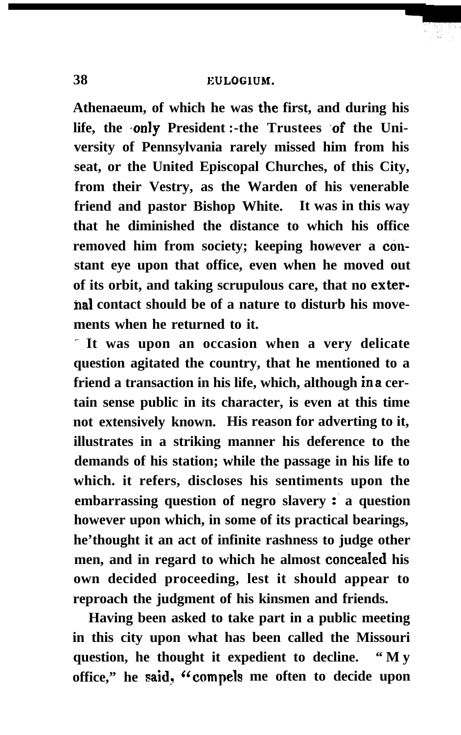Athenaeum, of which he was the first, and during his life, the only President:-the Trustees of the University of Pennsylvania rarely missed him from his seat, or the United Episcopal Churches, of this City, from their Vestry, as the Warden of his venerable friend and pastor Bishop White. It was in this way that he diminished the distance to which his office removed him from society; keeping however a constant eye upon that office, even when he moved out of its orbit, and taking scrupulous care, that no external contact should be of a nature to disturb his movements when he returned to it.

It was upon an occasion when a very delicate question agitated the country, that he mentioned to a friend a transaction in his life, which, although in a certain sense public in its character, is even at this time not extensively known. His reason for adverting to it, illustrates in a striking manner his deference to the demands of his station; while the passage in his life to which it refers, discloses his sentiments upon the embarrassing question of negro slavery: a question however upon which, in some of its practical bearings, he thought it an act of infinite rashness to judge other men, and in regard to which he almost concealed his own decided proceeding, lest it should appear to reproach the judgment of his kinsmen and friends.

Having been asked to take part in a public meeting in this city upon what has been called the Missouri question, he thought it expedient to decline. "My office," he said, "compels me often to decide upon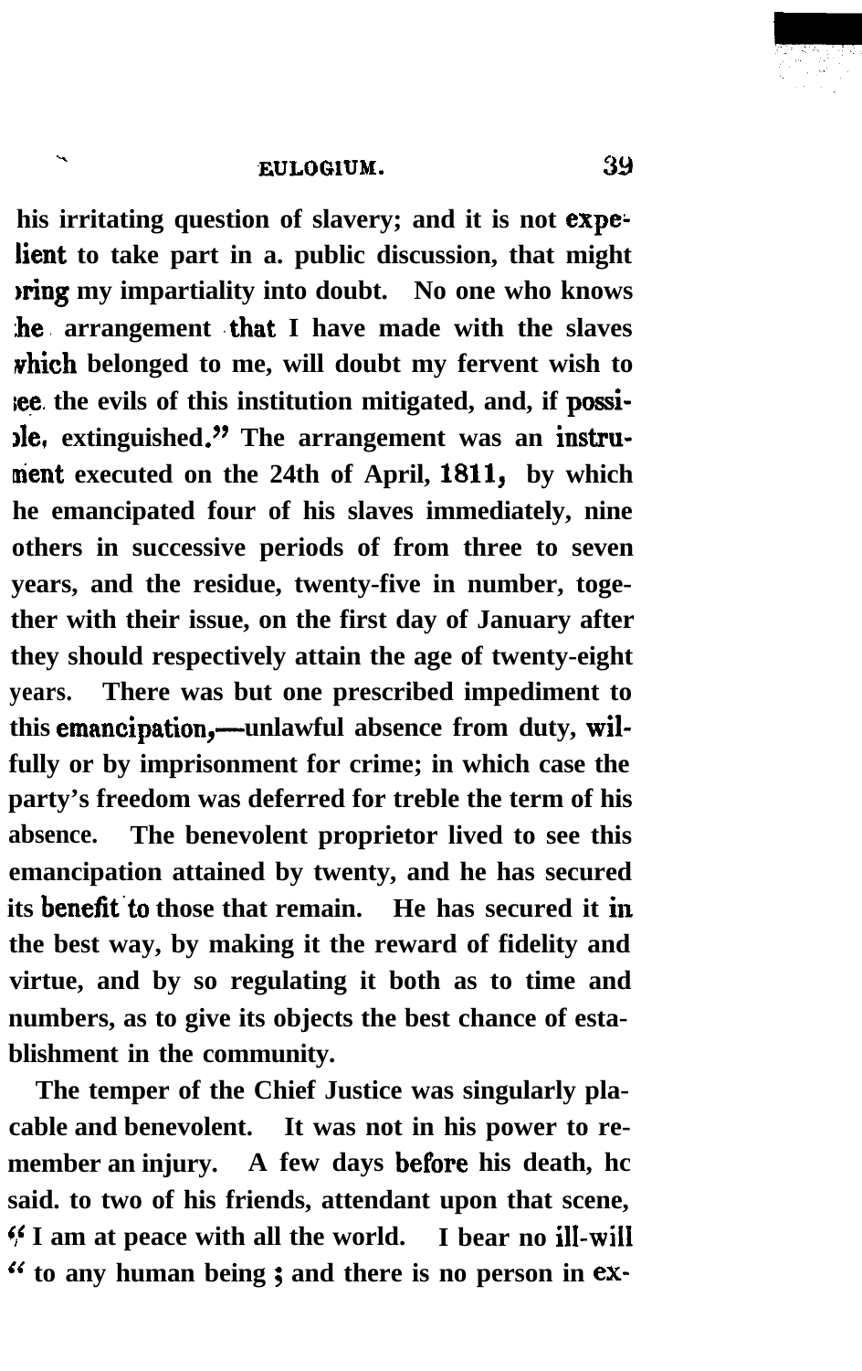his irritating question of slavery; and it is not expedient to take part in a public discussion, that might bring my impartiality into doubt. No one who knows the arrangement that I have made with the slaves which belonged to me, will doubt my fervent wish to see the evils of this institution mitigated, and, if possible, extinguished." The arrangement was an instrument executed on the 24th of April, 1811, by which he emancipated four of his slaves immediately, nine others in successive periods of from three to seven years, and the residue, twenty-five in number, together with their issue, on the first day of January after they should respectively attain the age of twenty-eight years. There was but one prescribed impediment to this emancipation,—unlawful absence from duty, wilfully or by imprisonment for crime; in which case the party's freedom was deferred for treble the term of his absence. The benevolent proprietor lived to see this emancipation attained by twenty, and he has secured its benefit to those that remain. He has secured it in the best way, by making it the reward of fidelity and virtue, and by so regulating it both as to time and numbers, as to give its objects the best chance of establishment in the community.

The temper of the Chief Justice was singularly placable and benevolent. It was not in his power to remember an injury. A few days before his death, he said to two of his friends, attendant upon that scene, "I am at peace with all the world. I bear no ill-will "to any human being; and there is no person in ex-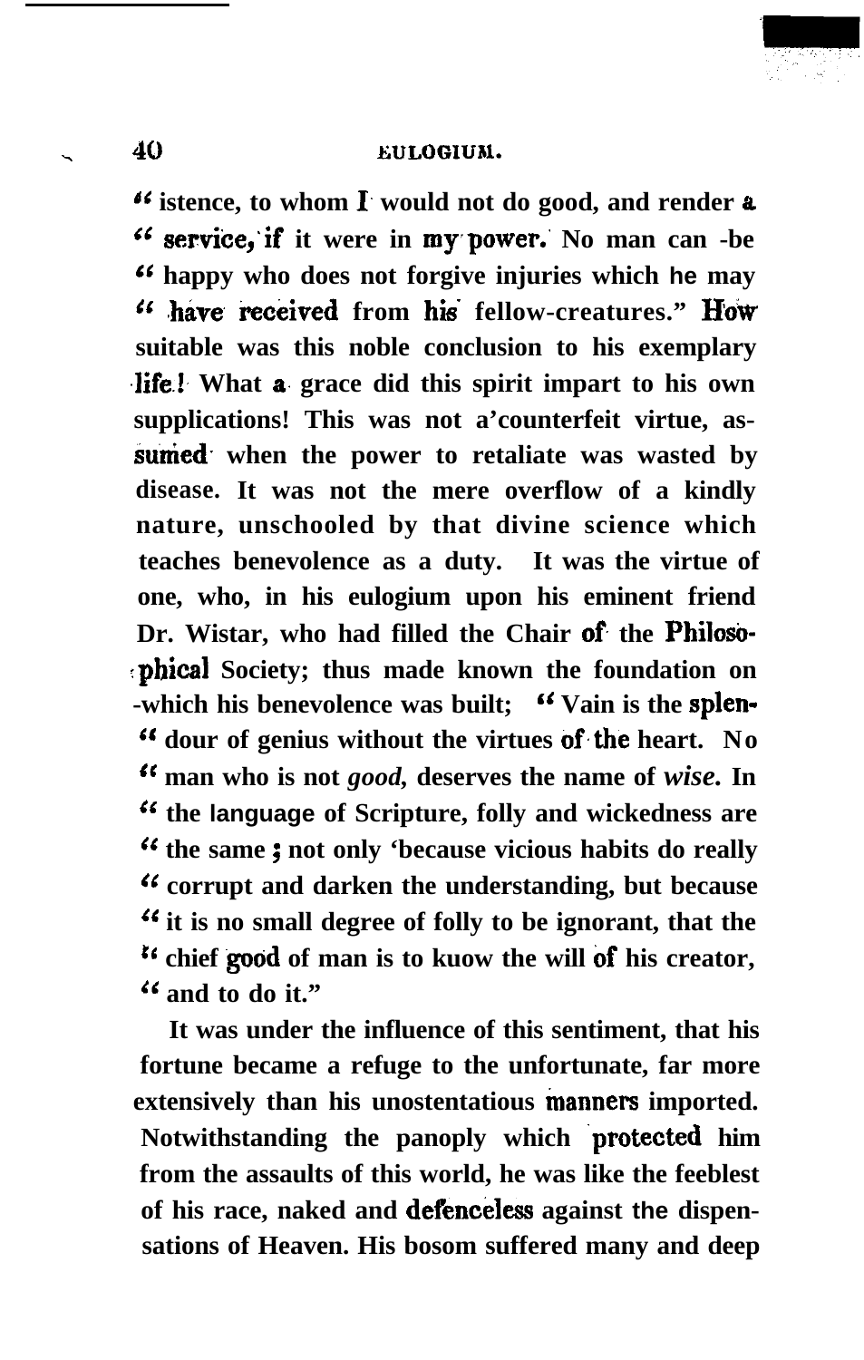" istence, to whom I would not do good, and render a " service, if it were in my power. No man can be " happy who does not forgive injuries which he may " have received from his fellow-creatures." How suitable was this noble conclusion to his exemplary life! What a grace did this spirit impart to his own supplications! This was not a counterfeit virtue, assumed when the power to retaliate was wasted by disease. It was not the mere overflow of a kindly nature, unschooled by that divine science which teaches benevolence as a duty. It was the virtue of one, who, in his eulogium upon his eminent friend Dr. Wistar, who had filled the Chair of the Philosophical Society; thus made known the foundation on which his benevolence was built; " Vain is the splen- " dour of genius without the virtues of the heart. No " man who is not *good*, deserves the name of *wise*. In " the language of Scripture, folly and wickedness are " the same; not only because vicious habits do really " corrupt and darken the understanding, but because " it is no small degree of folly to be ignorant, that the " chief good of man is to kuow the will of his creator, " and to do it."

It was under the influence of this sentiment, that his fortune became a refuge to the unfortunate, far more extensively than his unostentatious manners imported. Notwithstanding the panoply which protected him from the assaults of this world, he was like the feeblest of his race, naked and defenceless against the dispensations of Heaven. His bosom suffered many and deep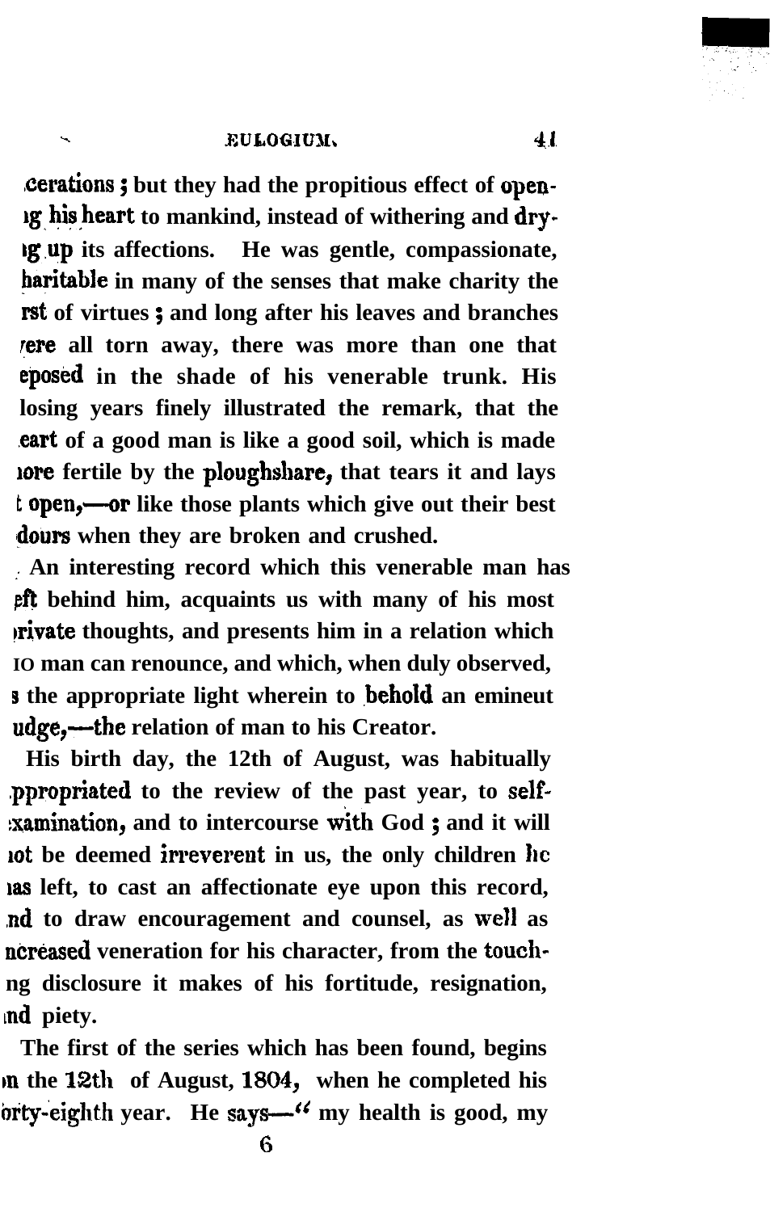cerations; but they had the propitious effect of opening his heart to mankind, instead of withering and drying up its affections. He was gentle, compassionate, charitable in many of the senses that make charity the first of virtues; and long after his leaves and branches were all torn away, there was more than one that reposed in the shade of his venerable trunk. His closing years finely illustrated the remark, that the heart of a good man is like a good soil, which is made more fertile by the ploughshare, that tears it and lays it open,—or like those plants which give out their best odours when they are broken and crushed.

An interesting record which this venerable man has left behind him, acquaints us with many of his most private thoughts, and presents him in a relation which no man can renounce, and which, when duly observed, is the appropriate light wherein to behold an emineut judge,—the relation of man to his Creator.

His birth day, the 12th of August, was habitually appropriated to the review of the past year, to self-examination, and to intercourse with God; and it will not be deemed irreverent in us, the only children he has left, to cast an affectionate eye upon this record, and to draw encouragement and counsel, as well as increased veneration for his character, from the touching disclosure it makes of his fortitude, resignation, and piety.

The first of the series which has been found, begins on the 12th of August, 1804, when he completed his forty-eighth year. He says—" my health is good, my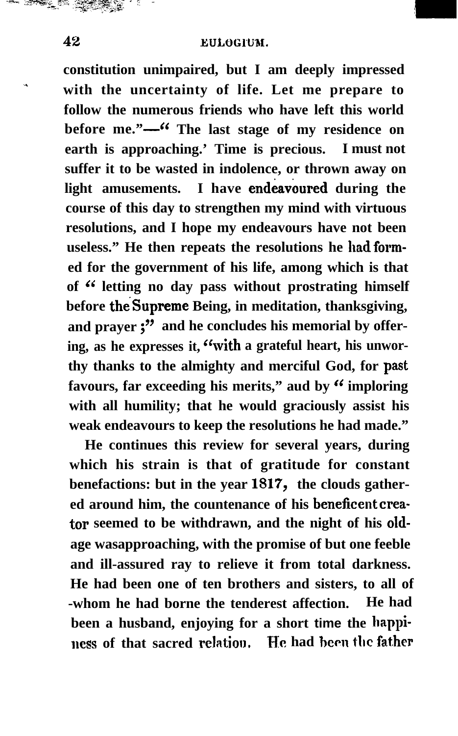constitution unimpaired, but I am deeply impressed with the uncertainty of life. Let me prepare to follow the numerous friends who have left this world before me."—" The last stage of my residence on earth is approaching.' Time is precious. I must not suffer it to be wasted in indolence, or thrown away on light amusements. I have endeavoured during the course of this day to strengthen my mind with virtuous resolutions, and I hope my endeavours have not been useless." He then repeats the resolutions he had formed for the government of his life, among which is that of " letting no day pass without prostrating himself before the Supreme Being, in meditation, thanksgiving, and prayer ;" and he concludes his memorial by offering, as he expresses it, "with a grateful heart, his unworthy thanks to the almighty and merciful God, for past favours, far exceeding his merits," aud by " imploring with all humility; that he would graciously assist his weak endeavours to keep the resolutions he had made."

He continues this review for several years, during which his strain is that of gratitude for constant benefactions: but in the year 1817, the clouds gathered around him, the countenance of his beneficent creator seemed to be withdrawn, and the night of his old-age wasapproaching, with the promise of but one feeble and ill-assured ray to relieve it from total darkness. He had been one of ten brothers and sisters, to all of -whom he had borne the tenderest affection. He had been a husband, enjoying for a short time the happiness of that sacred relation. He had been the father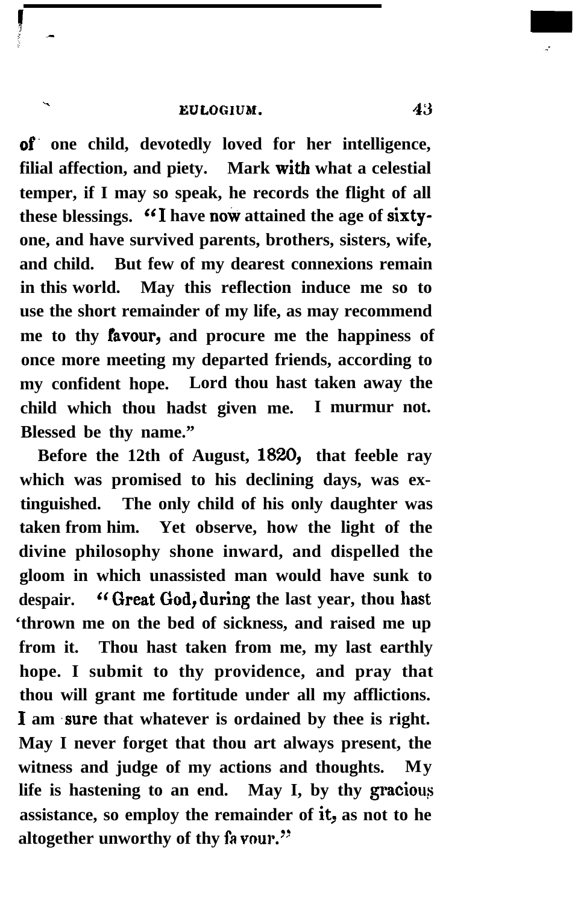of one child, devotedly loved for her intelligence, filial affection, and piety. Mark with what a celestial temper, if I may so speak, he records the flight of all these blessings. "I have now attained the age of sixty-one, and have survived parents, brothers, sisters, wife, and child. But few of my dearest connexions remain in this world. May this reflection induce me so to use the short remainder of my life, as may recommend me to thy favour, and procure me the happiness of once more meeting my departed friends, according to my confident hope. Lord thou hast taken away the child which thou hadst given me. I murmur not. Blessed be thy name."

Before the 12th of August, 1820, that feeble ray which was promised to his declining days, was extinguished. The only child of his only daughter was taken from him. Yet observe, how the light of the divine philosophy shone inward, and dispelled the gloom in which unassisted man would have sunk to despair. "Great God, during the last year, thou hast thrown me on the bed of sickness, and raised me up from it. Thou hast taken from me, my last earthly hope. I submit to thy providence, and pray that thou will grant me fortitude under all my afflictions. I am sure that whatever is ordained by thee is right. May I never forget that thou art always present, the witness and judge of my actions and thoughts. My life is hastening to an end. May I, by thy gracious assistance, so employ the remainder of it, as not to he altogether unworthy of thy favour."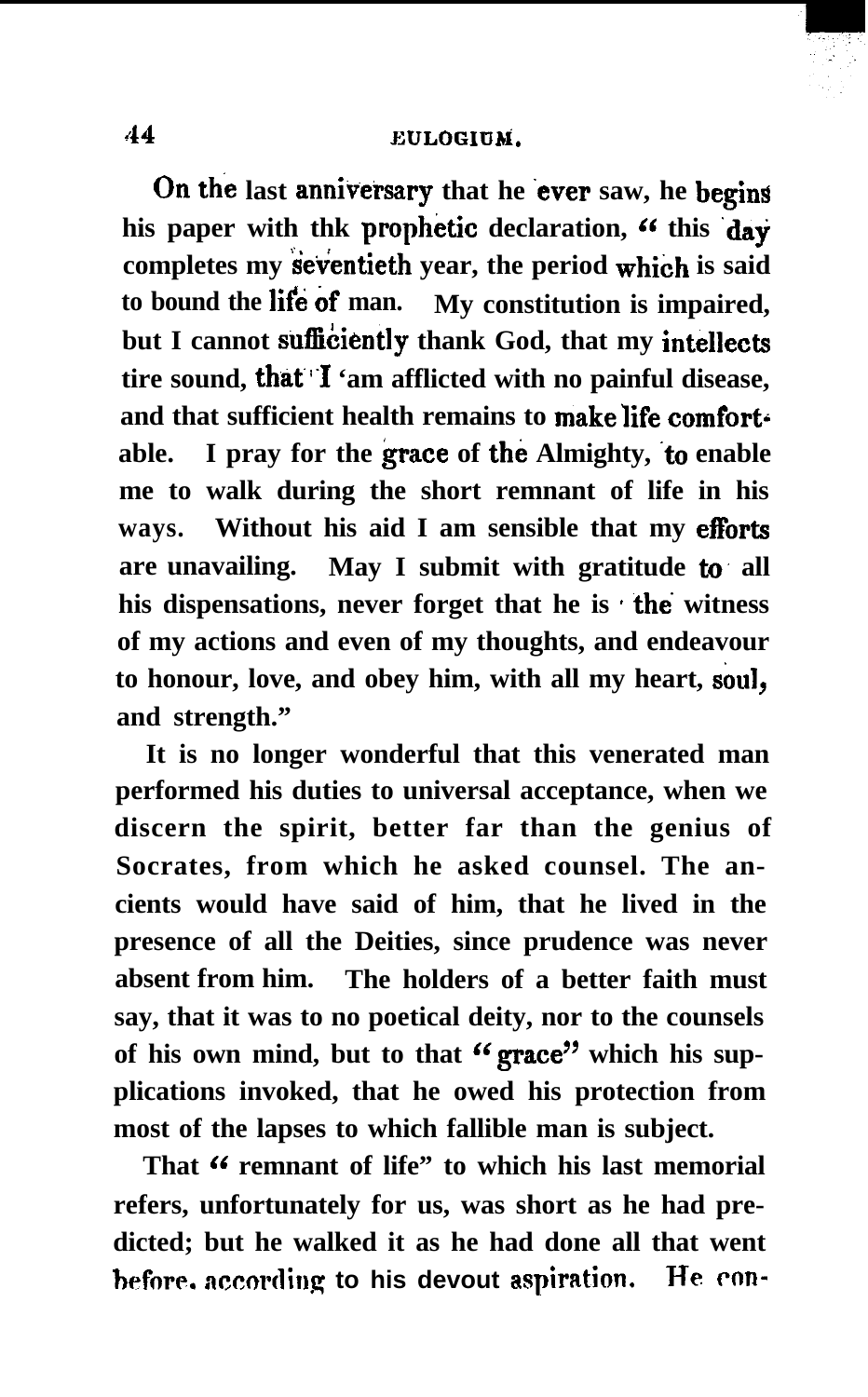On the last anniversary that he ever saw, he begins his paper with thk prophetic declaration, "this day completes my seventieth year, the period which is said to bound the life of man. My constitution is impaired, but I cannot sufficiently thank God, that my intellects tire sound, that I 'am afflicted with no painful disease, and that sufficient health remains to make life comfortable. I pray for the grace of the Almighty, to enable me to walk during the short remnant of life in his ways. Without his aid I am sensible that my efforts are unavailing. May I submit with gratitude to all his dispensations, never forget that he is the witness of my actions and even of my thoughts, and endeavour to honour, love, and obey him, with all my heart, soul, and strength."

It is no longer wonderful that this venerated man performed his duties to universal acceptance, when we discern the spirit, better far than the genius of Socrates, from which he asked counsel. The ancients would have said of him, that he lived in the presence of all the Deities, since prudence was never absent from him. The holders of a better faith must say, that it was to no poetical deity, nor to the counsels of his own mind, but to that "grace" which his supplications invoked, that he owed his protection from most of the lapses to which fallible man is subject.

That "remnant of life" to which his last memorial refers, unfortunately for us, was short as he had predicted; but he walked it as he had done all that went before, according to his devout aspiration. He con-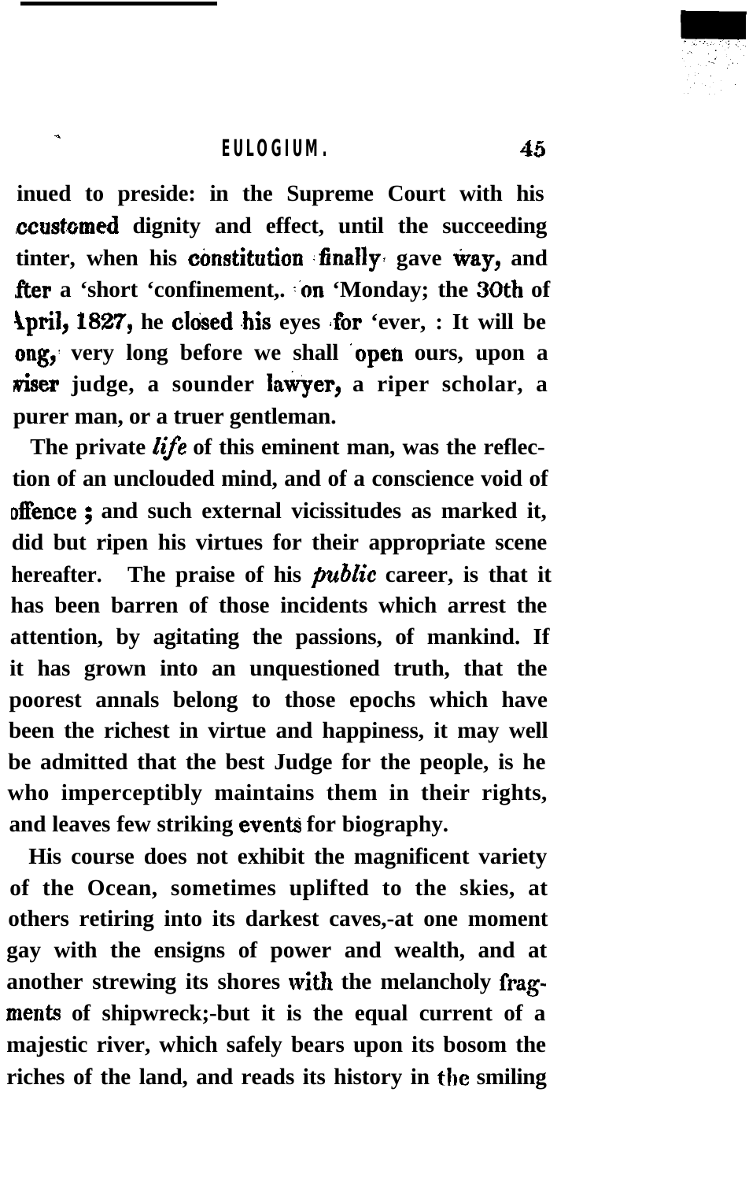inued to preside: in the Supreme Court with his ccustomed dignity and effect, until the succeeding tinter, when his constitution finally gave way, and fter a 'short 'confinement, on 'Monday; the 30th of April, 1827, he closed his eyes for 'ever, : It will be ong, very long before we shall open ours, upon a wiser judge, a sounder lawyer, a riper scholar, a purer man, or a truer gentleman.

The private *life* of this eminent man, was the reflection of an unclouded mind, and of a conscience void of offence; and such external vicissitudes as marked it, did but ripen his virtues for their appropriate scene hereafter. The praise of his *public* career, is that it has been barren of those incidents which arrest the attention, by agitating the passions, of mankind. If it has grown into an unquestioned truth, that the poorest annals belong to those epochs which have been the richest in virtue and happiness, it may well be admitted that the best Judge for the people, is he who imperceptibly maintains them in their rights, and leaves few striking events for biography.

His course does not exhibit the magnificent variety of the Ocean, sometimes uplifted to the skies, at others retiring into its darkest caves,-at one moment gay with the ensigns of power and wealth, and at another strewing its shores with the melancholy fragments of shipwreck;-but it is the equal current of a majestic river, which safely bears upon its bosom the riches of the land, and reads its history in the smiling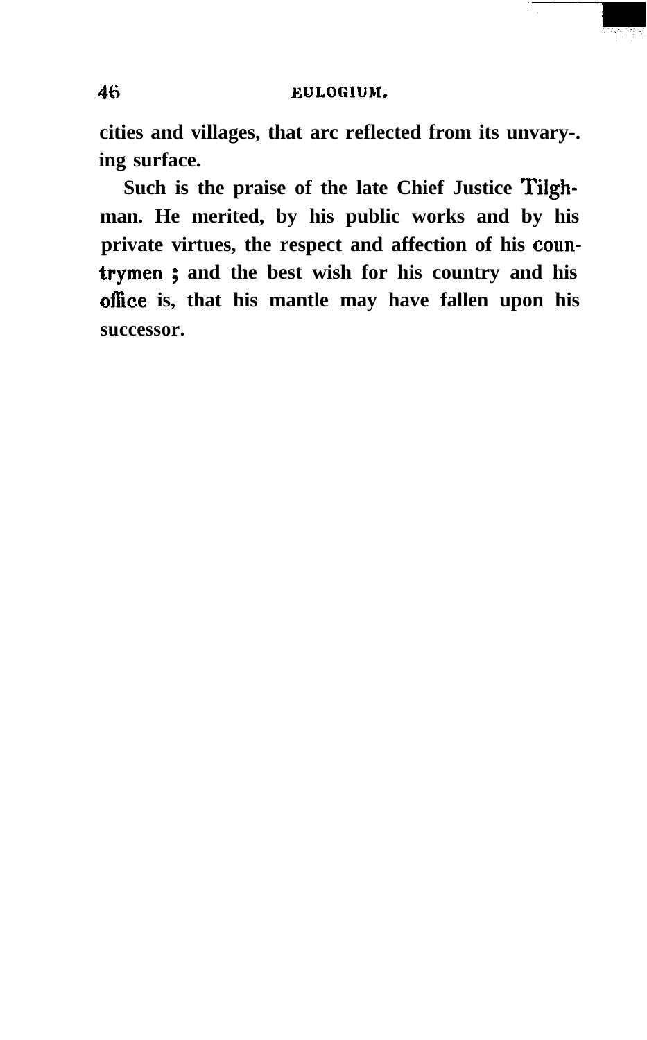cities and villages, that arc reflected from its unvary-. ing surface.

Such is the praise of the late Chief Justice Tilghman. He merited, by his public works and by his private virtues, the respect and affection of his countrymen ; and the best wish for his country and his office is, that his mantle may have fallen upon his successor.